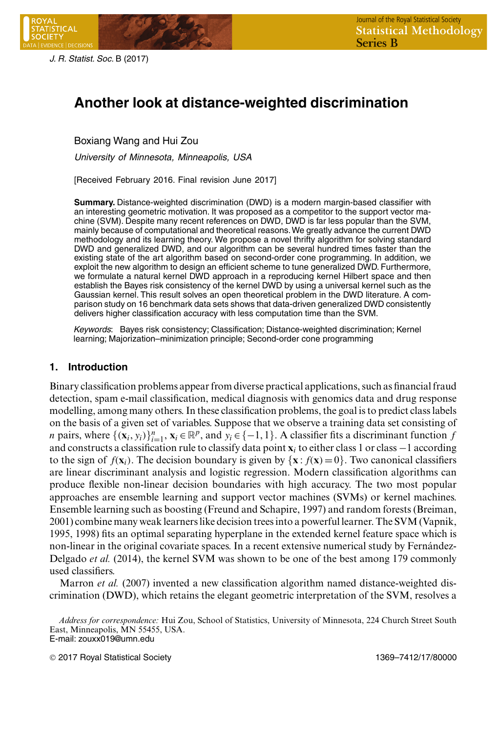# Another look at distance-weighted discrimination

Boxiang Wang and Hui Zou

*University of Minnesota, Minneapolis, USA*

[Received February 2016. Final revision June 2017]

**Summary.** Distance-weighted discrimination (DWD) is a modern margin-based classifier with an interesting geometric motivation. It was proposed as a competitor to the support vector machine (SVM). Despite many recent references on DWD, DWD is far less popular than the SVM, mainly because of computational and theoretical reasons. We greatly advance the current DWD methodology and its learning theory. We propose a novel thrifty algorithm for solving standard DWD and generalized DWD, and our algorithm can be several hundred times faster than the existing state of the art algorithm based on second-order cone programming. In addition, we exploit the new algorithm to design an efficient scheme to tune generalized DWD. Furthermore, we formulate a natural kernel DWD approach in a reproducing kernel Hilbert space and then establish the Bayes risk consistency of the kernel DWD by using a universal kernel such as the Gaussian kernel. This result solves an open theoretical problem in the DWD literature. A comparison study on 16 benchmark data sets shows that data-driven generalized DWD consistently delivers higher classification accuracy with less computation time than the SVM.

*Keywords*: Bayes risk consistency; Classification; Distance-weighted discrimination; Kernel learning; Majorization–minimization principle; Second-order cone programming

## 1. Introduction

Binary classification problems appear from diverse practical applications, such as financial fraud detection, spam e-mail classification, medical diagnosis with genomics data and drug response modelling, among many others. In these classification problems, the goal is to predict class labels on the basis of a given set of variables. Suppose that we observe a training data set consisting of $n$ pairs, where $\{(\mathbf{x}_i, y_i)\}_{i=1}^n$, $\mathbf{x}_i \in \mathbb{R}^p$, and $y_i \in \{-1, 1\}$. A classifier fits a discriminant function $f$ and constructs a classification rule to classify data point $\mathbf{x}_i$ to either class 1 or class $-1$ according to the sign of $f(\mathbf{x}_i)$. The decision boundary is given by $\{\mathbf{x} : f(\mathbf{x}) = 0\}$. Two canonical classifiers are linear discriminant analysis and logistic regression. Modern classification algorithms can produce flexible non-linear decision boundaries with high accuracy. The two most popular approaches are ensemble learning and support vector machines (SVMs) or kernel machines. Ensemble learning such as boosting (Freund and Schapire, 1997) and random forests (Breiman, 2001) combine many weak learners like decision trees into a powerful learner. The SVM (Vapnik, 1995, 1998) fits an optimal separating hyperplane in the extended kernel feature space which is non-linear in the original covariate spaces. In a recent extensive numerical study by Fernández-Delgado *et al.* (2014), the kernel SVM was shown to be one of the best among 179 commonly used classifiers.

Marron *et al.* (2007) invented a new classification algorithm named distance-weighted discrimination (DWD), which retains the elegant geometric interpretation of the SVM, resolves a

*Address for correspondence:* Hui Zou, School of Statistics, University of Minnesota, 224 Church Street South East, Minneapolis, MN 55455, USA.
E-mail: zouxx019@umn.edu

© 2017 Royal Statistical Society 1369–7412/17/80000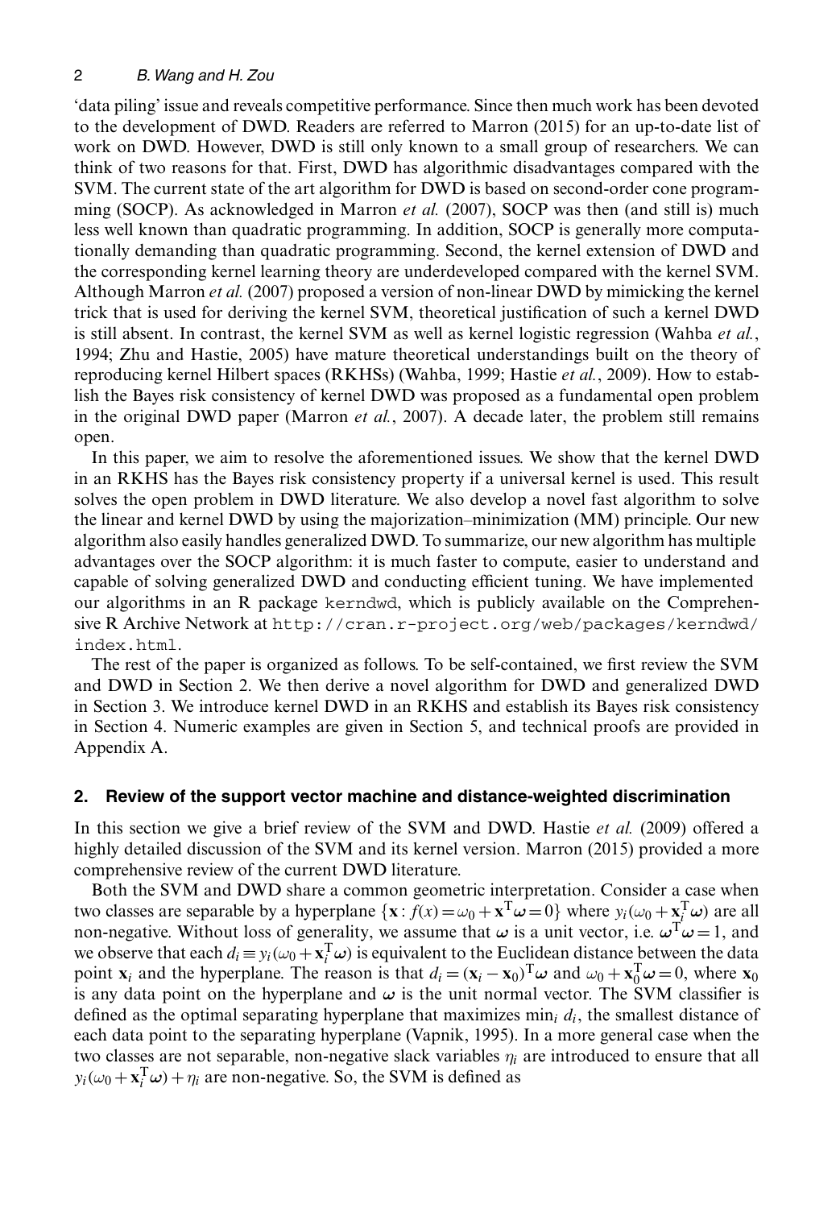'data piling' issue and reveals competitive performance. Since then much work has been devoted to the development of DWD. Readers are referred to Marron (2015) for an up-to-date list of work on DWD. However, DWD is still only known to a small group of researchers. We can think of two reasons for that. First, DWD has algorithmic disadvantages compared with the SVM. The current state of the art algorithm for DWD is based on second-order cone programming (SOCP). As acknowledged in Marron *et al.* (2007), SOCP was then (and still is) much less well known than quadratic programming. In addition, SOCP is generally more computationally demanding than quadratic programming. Second, the kernel extension of DWD and the corresponding kernel learning theory are underdeveloped compared with the kernel SVM. Although Marron *et al.* (2007) proposed a version of non-linear DWD by mimicking the kernel trick that is used for deriving the kernel SVM, theoretical justification of such a kernel DWD is still absent. In contrast, the kernel SVM as well as kernel logistic regression (Wahba *et al.*, 1994; Zhu and Hastie, 2005) have mature theoretical understandings built on the theory of reproducing kernel Hilbert spaces (RKHSs) (Wahba, 1999; Hastie *et al.*, 2009). How to establish the Bayes risk consistency of kernel DWD was proposed as a fundamental open problem in the original DWD paper (Marron *et al.*, 2007). A decade later, the problem still remains open.

In this paper, we aim to resolve the aforementioned issues. We show that the kernel DWD in an RKHS has the Bayes risk consistency property if a universal kernel is used. This result solves the open problem in DWD literature. We also develop a novel fast algorithm to solve the linear and kernel DWD by using the majorization–minimization (MM) principle. Our new algorithm also easily handles generalized DWD. To summarize, our new algorithm has multiple advantages over the SOCP algorithm: it is much faster to compute, easier to understand and capable of solving generalized DWD and conducting efficient tuning. We have implemented our algorithms in an R package `kerndwd`, which is publicly available on the Comprehensive R Archive Network at `http://cran.r-project.org/web/packages/kerndwd/index.html`.

The rest of the paper is organized as follows. To be self-contained, we first review the SVM and DWD in Section 2. We then derive a novel algorithm for DWD and generalized DWD in Section 3. We introduce kernel DWD in an RKHS and establish its Bayes risk consistency in Section 4. Numeric examples are given in Section 5, and technical proofs are provided in Appendix A.

## 2. Review of the support vector machine and distance-weighted discrimination

In this section we give a brief review of the SVM and DWD. Hastie *et al.* (2009) offered a highly detailed discussion of the SVM and its kernel version. Marron (2015) provided a more comprehensive review of the current DWD literature.

Both the SVM and DWD share a common geometric interpretation. Consider a case when two classes are separable by a hyperplane $\{\mathbf{x}: f(x) = \omega_0 + \mathbf{x}^{\mathrm{T}}\boldsymbol{\omega} = 0\}$ where $y_i(\omega_0 + \mathbf{x}_i^{\mathrm{T}}\boldsymbol{\omega})$ are all non-negative. Without loss of generality, we assume that $\boldsymbol{\omega}$ is a unit vector, i.e. $\boldsymbol{\omega}^{\mathrm{T}}\boldsymbol{\omega} = 1$, and we observe that each $d_i \equiv y_i(\omega_0 + \mathbf{x}_i^{\mathrm{T}}\boldsymbol{\omega})$ is equivalent to the Euclidean distance between the data point $\mathbf{x}_i$ and the hyperplane. The reason is that $d_i = (\mathbf{x}_i - \mathbf{x}_0)^{\mathrm{T}}\boldsymbol{\omega}$ and $\omega_0 + \mathbf{x}_0^{\mathrm{T}}\boldsymbol{\omega} = 0$, where $\mathbf{x}_0$ is any data point on the hyperplane and $\boldsymbol{\omega}$ is the unit normal vector. The SVM classifier is defined as the optimal separating hyperplane that maximizes $\min_i d_i$, the smallest distance of each data point to the separating hyperplane (Vapnik, 1995). In a more general case when the two classes are not separable, non-negative slack variables $\eta_i$ are introduced to ensure that all $y_i(\omega_0 + \mathbf{x}_i^{\mathrm{T}}\boldsymbol{\omega}) + \eta_i$ are non-negative. So, the SVM is defined as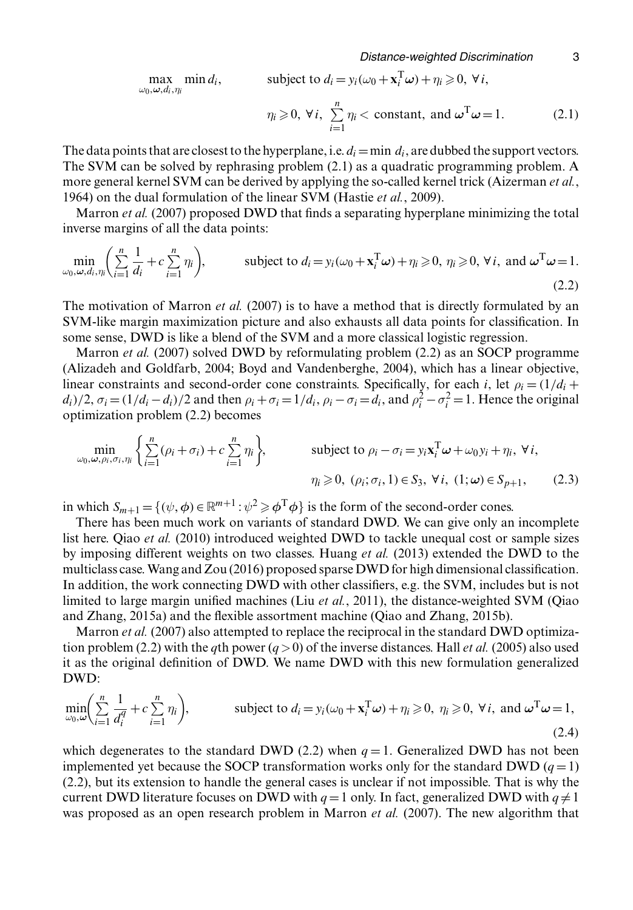$$\max_{\omega_0,\boldsymbol{\omega},d_i,\eta_i} \min d_i, \qquad \text{subject to } d_i = y_i(\omega_0 + \mathbf{x}_i^{\mathrm{T}}\boldsymbol{\omega}) + \eta_i \geqslant 0,\ \forall i,$$

$$\eta_i \geqslant 0,\ \forall i,\ \sum_{i=1}^{n} \eta_i < \text{constant, and } \boldsymbol{\omega}^{\mathrm{T}}\boldsymbol{\omega} = 1. \tag{2.1}$$

The data points that are closest to the hyperplane, i.e. $d_i = \min d_i$, are dubbed the support vectors. The SVM can be solved by rephrasing problem (2.1) as a quadratic programming problem. A more general kernel SVM can be derived by applying the so-called kernel trick (Aizerman *et al.*, 1964) on the dual formulation of the linear SVM (Hastie *et al.*, 2009).

Marron *et al.* (2007) proposed DWD that finds a separating hyperplane minimizing the total inverse margins of all the data points:

$$\min_{\omega_0,\boldsymbol{\omega},d_i,\eta_i} \left( \sum_{i=1}^{n} \frac{1}{d_i} + c \sum_{i=1}^{n} \eta_i \right), \qquad \text{subject to } d_i = y_i(\omega_0 + \mathbf{x}_i^{\mathrm{T}}\boldsymbol{\omega}) + \eta_i \geqslant 0,\ \eta_i \geqslant 0,\ \forall i, \text{ and } \boldsymbol{\omega}^{\mathrm{T}}\boldsymbol{\omega} = 1. \tag{2.2}$$

The motivation of Marron *et al.* (2007) is to have a method that is directly formulated by an SVM-like margin maximization picture and also exhausts all data points for classification. In some sense, DWD is like a blend of the SVM and a more classical logistic regression.

Marron *et al.* (2007) solved DWD by reformulating problem (2.2) as an SOCP programme (Alizadeh and Goldfarb, 2004; Boyd and Vandenberghe, 2004), which has a linear objective, linear constraints and second-order cone constraints. Specifically, for each $i$, let $\rho_i = (1/d_i + d_i)/2$, $\sigma_i = (1/d_i - d_i)/2$ and then $\rho_i + \sigma_i = 1/d_i$, $\rho_i - \sigma_i = d_i$, and $\rho_i^2 - \sigma_i^2 = 1$. Hence the original optimization problem (2.2) becomes

$$\min_{\omega_0,\boldsymbol{\omega},\rho_i,\sigma_i,\eta_i} \left\{ \sum_{i=1}^{n} (\rho_i + \sigma_i) + c \sum_{i=1}^{n} \eta_i \right\}, \qquad \text{subject to } \rho_i - \sigma_i = y_i \mathbf{x}_i^{\mathrm{T}}\boldsymbol{\omega} + \omega_0 y_i + \eta_i,\ \forall i,$$

$$\eta_i \geqslant 0,\ (\rho_i; \sigma_i, 1) \in S_3,\ \forall i,\ (1; \boldsymbol{\omega}) \in S_{p+1}, \tag{2.3}$$

in which $S_{m+1} = \{(\psi, \boldsymbol{\phi}) \in \mathbb{R}^{m+1} : \psi^2 \geqslant \boldsymbol{\phi}^{\mathrm{T}}\boldsymbol{\phi}\}$ is the form of the second-order cones.

There has been much work on variants of standard DWD. We can give only an incomplete list here. Qiao *et al.* (2010) introduced weighted DWD to tackle unequal cost or sample sizes by imposing different weights on two classes. Huang *et al.* (2013) extended the DWD to the multiclass case. Wang and Zou (2016) proposed sparse DWD for high dimensional classification. In addition, the work connecting DWD with other classifiers, e.g. the SVM, includes but is not limited to large margin unified machines (Liu *et al.*, 2011), the distance-weighted SVM (Qiao and Zhang, 2015a) and the flexible assortment machine (Qiao and Zhang, 2015b).

Marron *et al.* (2007) also attempted to replace the reciprocal in the standard DWD optimization problem (2.2) with the $q$th power ($q > 0$) of the inverse distances. Hall *et al.* (2005) also used it as the original definition of DWD. We name DWD with this new formulation generalized DWD:

$$\min_{\omega_0,\boldsymbol{\omega}} \left( \sum_{i=1}^{n} \frac{1}{d_i^q} + c \sum_{i=1}^{n} \eta_i \right), \qquad \text{subject to } d_i = y_i(\omega_0 + \mathbf{x}_i^{\mathrm{T}}\boldsymbol{\omega}) + \eta_i \geqslant 0,\ \eta_i \geqslant 0,\ \forall i, \text{ and } \boldsymbol{\omega}^{\mathrm{T}}\boldsymbol{\omega} = 1, \tag{2.4}$$

which degenerates to the standard DWD (2.2) when $q = 1$. Generalized DWD has not been implemented yet because the SOCP transformation works only for the standard DWD ($q = 1$) (2.2), but its extension to handle the general cases is unclear if not impossible. That is why the current DWD literature focuses on DWD with $q = 1$ only. In fact, generalized DWD with $q \neq 1$ was proposed as an open research problem in Marron *et al.* (2007). The new algorithm that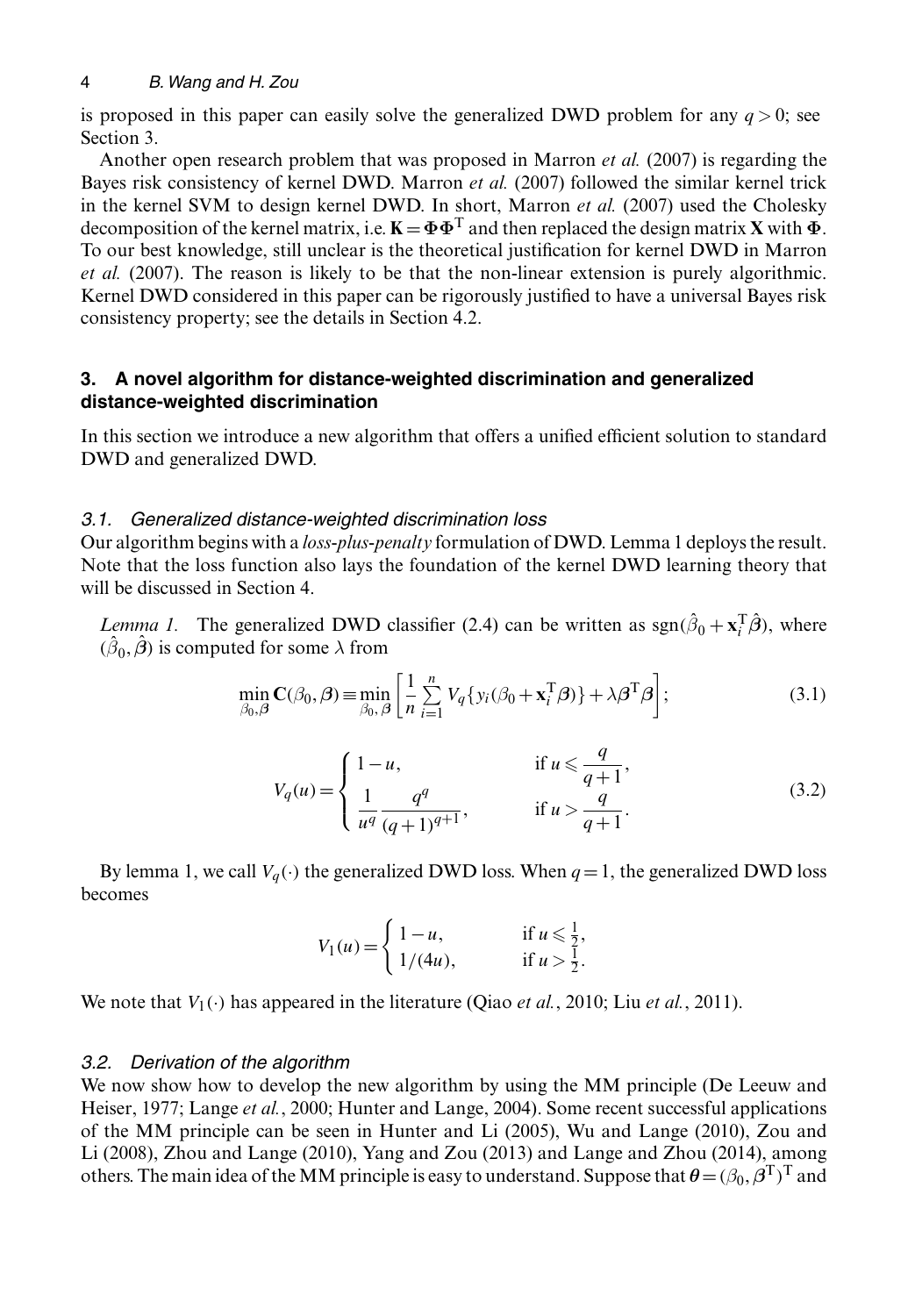is proposed in this paper can easily solve the generalized DWD problem for any $q > 0$; see Section 3.

Another open research problem that was proposed in Marron *et al.* (2007) is regarding the Bayes risk consistency of kernel DWD. Marron *et al.* (2007) followed the similar kernel trick in the kernel SVM to design kernel DWD. In short, Marron *et al.* (2007) used the Cholesky decomposition of the kernel matrix, i.e. $\mathbf{K} = \mathbf{\Phi}\mathbf{\Phi}^{\mathrm{T}}$ and then replaced the design matrix $\mathbf{X}$ with $\mathbf{\Phi}$. To our best knowledge, still unclear is the theoretical justification for kernel DWD in Marron *et al.* (2007). The reason is likely to be that the non-linear extension is purely algorithmic. Kernel DWD considered in this paper can be rigorously justified to have a universal Bayes risk consistency property; see the details in Section 4.2.

## 3. A novel algorithm for distance-weighted discrimination and generalized distance-weighted discrimination

In this section we introduce a new algorithm that offers a unified efficient solution to standard DWD and generalized DWD.

### 3.1. Generalized distance-weighted discrimination loss

Our algorithm begins with a *loss-plus-penalty* formulation of DWD. Lemma 1 deploys the result. Note that the loss function also lays the foundation of the kernel DWD learning theory that will be discussed in Section 4.

*Lemma 1.* The generalized DWD classifier (2.4) can be written as $\mathrm{sgn}(\hat{\beta}_0 + \mathbf{x}_i^{\mathrm{T}}\hat{\boldsymbol{\beta}})$, where $(\hat{\beta}_0, \hat{\boldsymbol{\beta}})$ is computed for some $\lambda$ from

$$\min_{\beta_0, \boldsymbol{\beta}} \mathbf{C}(\beta_0, \boldsymbol{\beta}) \equiv \min_{\beta_0, \boldsymbol{\beta}} \left[ \frac{1}{n} \sum_{i=1}^{n} V_q\{y_i(\beta_0 + \mathbf{x}_i^{\mathrm{T}}\boldsymbol{\beta})\} + \lambda \boldsymbol{\beta}^{\mathrm{T}}\boldsymbol{\beta} \right]; \tag{3.1}$$

$$V_q(u) = \begin{cases} 1 - u, & \text{if } u \leqslant \dfrac{q}{q+1}, \\ \dfrac{1}{u^q} \dfrac{q^q}{(q+1)^{q+1}}, & \text{if } u > \dfrac{q}{q+1}. \end{cases} \tag{3.2}$$

By lemma 1, we call $V_q(\cdot)$ the generalized DWD loss. When $q = 1$, the generalized DWD loss becomes

$$V_1(u) = \begin{cases} 1 - u, & \text{if } u \leqslant \frac{1}{2}, \\ 1/(4u), & \text{if } u > \frac{1}{2}. \end{cases}$$

We note that $V_1(\cdot)$ has appeared in the literature (Qiao *et al.*, 2010; Liu *et al.*, 2011).

### 3.2. Derivation of the algorithm

We now show how to develop the new algorithm by using the MM principle (De Leeuw and Heiser, 1977; Lange *et al.*, 2000; Hunter and Lange, 2004). Some recent successful applications of the MM principle can be seen in Hunter and Li (2005), Wu and Lange (2010), Zou and Li (2008), Zhou and Lange (2010), Yang and Zou (2013) and Lange and Zhou (2014), among others. The main idea of the MM principle is easy to understand. Suppose that $\boldsymbol{\theta} = (\beta_0, \boldsymbol{\beta}^{\mathrm{T}})^{\mathrm{T}}$ and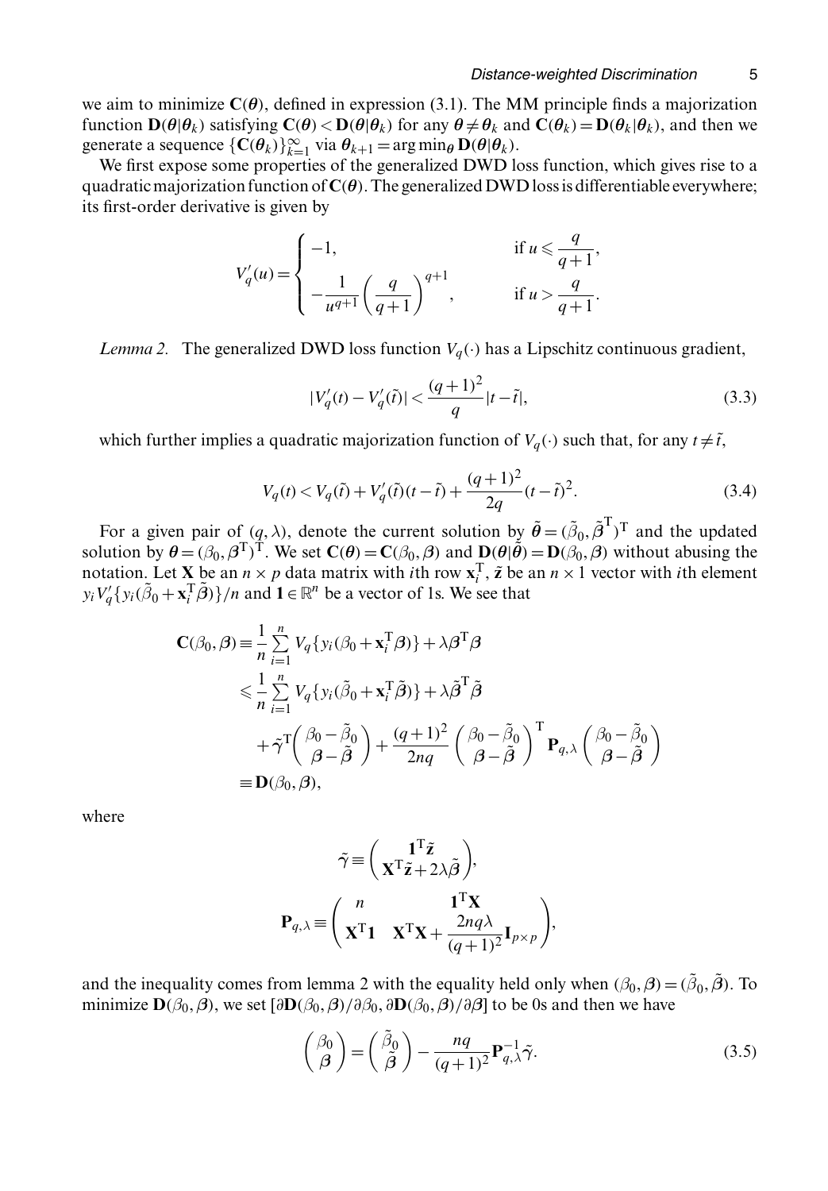we aim to minimize $\mathbf{C}(\boldsymbol{\theta})$, defined in expression (3.1). The MM principle finds a majorization function $\mathbf{D}(\boldsymbol{\theta}|\boldsymbol{\theta}_k)$ satisfying $\mathbf{C}(\boldsymbol{\theta}) < \mathbf{D}(\boldsymbol{\theta}|\boldsymbol{\theta}_k)$ for any $\boldsymbol{\theta} \neq \boldsymbol{\theta}_k$ and $\mathbf{C}(\boldsymbol{\theta}_k) = \mathbf{D}(\boldsymbol{\theta}_k|\boldsymbol{\theta}_k)$, and then we generate a sequence $\{\mathbf{C}(\boldsymbol{\theta}_k)\}_{k=1}^{\infty}$ via $\boldsymbol{\theta}_{k+1} = \arg\min_{\boldsymbol{\theta}} \mathbf{D}(\boldsymbol{\theta}|\boldsymbol{\theta}_k)$.

We first expose some properties of the generalized DWD loss function, which gives rise to a quadratic majorization function of $\mathbf{C}(\boldsymbol{\theta})$. The generalized DWD loss is differentiable everywhere; its first-order derivative is given by

$$
V_q'(u) = \begin{cases} -1, & \text{if } u \leqslant \dfrac{q}{q+1}, \\ -\dfrac{1}{u^{q+1}}\left(\dfrac{q}{q+1}\right)^{q+1}, & \text{if } u > \dfrac{q}{q+1}. \end{cases}
$$

*Lemma 2.* The generalized DWD loss function $V_q(\cdot)$ has a Lipschitz continuous gradient,

$$
|V_q'(t) - V_q'(\tilde{t})| < \frac{(q+1)^2}{q}|t - \tilde{t}|, \tag{3.3}
$$

which further implies a quadratic majorization function of $V_q(\cdot)$ such that, for any $t \neq \tilde{t}$,

$$
V_q(t) < V_q(\tilde{t}) + V_q'(\tilde{t})(t-\tilde{t}) + \frac{(q+1)^2}{2q}(t-\tilde{t})^2. \tag{3.4}
$$

For a given pair of $(q, \lambda)$, denote the current solution by $\tilde{\boldsymbol{\theta}} = (\tilde{\beta}_0, \tilde{\boldsymbol{\beta}}^{\mathrm{T}})^{\mathrm{T}}$ and the updated solution by $\boldsymbol{\theta} = (\beta_0, \boldsymbol{\beta}^{\mathrm{T}})^{\mathrm{T}}$. We set $\mathbf{C}(\boldsymbol{\theta}) = \mathbf{C}(\beta_0, \boldsymbol{\beta})$ and $\mathbf{D}(\boldsymbol{\theta}|\tilde{\boldsymbol{\theta}}) = \mathbf{D}(\beta_0, \boldsymbol{\beta})$ without abusing the notation. Let $\mathbf{X}$ be an $n \times p$ data matrix with $i$th row $\mathbf{x}_i^{\mathrm{T}}$, $\tilde{\mathbf{z}}$ be an $n \times 1$ vector with $i$th element $y_i V_q'\{y_i(\tilde{\beta}_0 + \mathbf{x}_i^{\mathrm{T}}\tilde{\boldsymbol{\beta}})\}/n$ and $\mathbf{1} \in \mathbb{R}^n$ be a vector of 1s. We see that

$$
\begin{aligned}
\mathbf{C}(\beta_0, \boldsymbol{\beta}) &\equiv \frac{1}{n}\sum_{i=1}^{n} V_q\{y_i(\beta_0 + \mathbf{x}_i^{\mathrm{T}}\boldsymbol{\beta})\} + \lambda\boldsymbol{\beta}^{\mathrm{T}}\boldsymbol{\beta} \\
&\leqslant \frac{1}{n}\sum_{i=1}^{n} V_q\{y_i(\tilde{\beta}_0 + \mathbf{x}_i^{\mathrm{T}}\tilde{\boldsymbol{\beta}})\} + \lambda\tilde{\boldsymbol{\beta}}^{\mathrm{T}}\tilde{\boldsymbol{\beta}} \\
&\quad + \tilde{\gamma}^{\mathrm{T}}\begin{pmatrix} \beta_0 - \tilde{\beta}_0 \\ \boldsymbol{\beta} - \tilde{\boldsymbol{\beta}} \end{pmatrix} + \frac{(q+1)^2}{2nq}\begin{pmatrix} \beta_0 - \tilde{\beta}_0 \\ \boldsymbol{\beta} - \tilde{\boldsymbol{\beta}} \end{pmatrix}^{\mathrm{T}} \mathbf{P}_{q,\lambda} \begin{pmatrix} \beta_0 - \tilde{\beta}_0 \\ \boldsymbol{\beta} - \tilde{\boldsymbol{\beta}} \end{pmatrix} \\
&\equiv \mathbf{D}(\beta_0, \boldsymbol{\beta}),
\end{aligned}
$$

where

$$
\tilde{\gamma} \equiv \begin{pmatrix} \mathbf{1}^{\mathrm{T}}\tilde{\mathbf{z}} \\ \mathbf{X}^{\mathrm{T}}\tilde{\mathbf{z}} + 2\lambda\tilde{\boldsymbol{\beta}} \end{pmatrix},
$$

$$
\mathbf{P}_{q,\lambda} \equiv \begin{pmatrix} n & \mathbf{1}^{\mathrm{T}}\mathbf{X} \\ \mathbf{X}^{\mathrm{T}}\mathbf{1} & \mathbf{X}^{\mathrm{T}}\mathbf{X} + \dfrac{2nq\lambda}{(q+1)^2}\mathbf{I}_{p\times p} \end{pmatrix},
$$

and the inequality comes from lemma 2 with the equality held only when $(\beta_0, \boldsymbol{\beta}) = (\tilde{\beta}_0, \tilde{\boldsymbol{\beta}})$. To minimize $\mathbf{D}(\beta_0, \boldsymbol{\beta})$, we set $[\partial\mathbf{D}(\beta_0, \boldsymbol{\beta})/\partial\beta_0, \partial\mathbf{D}(\beta_0, \boldsymbol{\beta})/\partial\boldsymbol{\beta}]$ to be 0s and then we have

$$
\begin{pmatrix} \beta_0 \\ \boldsymbol{\beta} \end{pmatrix} = \begin{pmatrix} \tilde{\beta}_0 \\ \tilde{\boldsymbol{\beta}} \end{pmatrix} - \frac{nq}{(q+1)^2}\mathbf{P}_{q,\lambda}^{-1}\tilde{\gamma}. \tag{3.5}
$$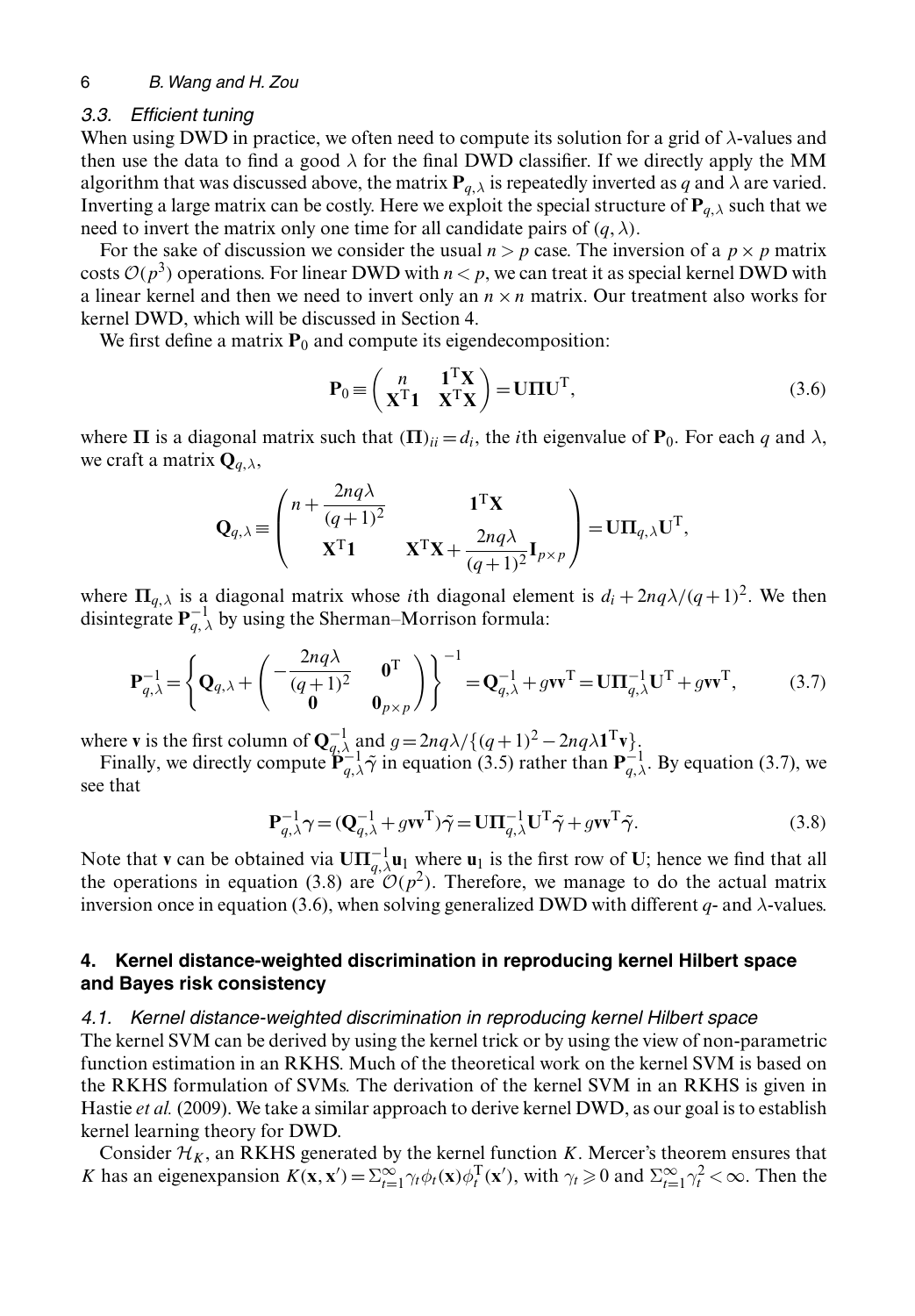### 3.3. Efficient tuning

When using DWD in practice, we often need to compute its solution for a grid of $\lambda$-values and then use the data to find a good $\lambda$ for the final DWD classifier. If we directly apply the MM algorithm that was discussed above, the matrix $\mathbf{P}_{q,\lambda}$ is repeatedly inverted as $q$ and $\lambda$ are varied. Inverting a large matrix can be costly. Here we exploit the special structure of $\mathbf{P}_{q,\lambda}$ such that we need to invert the matrix only one time for all candidate pairs of $(q, \lambda)$.

For the sake of discussion we consider the usual $n > p$ case. The inversion of a $p \times p$ matrix costs $\mathcal{O}(p^3)$ operations. For linear DWD with $n < p$, we can treat it as special kernel DWD with a linear kernel and then we need to invert only an $n \times n$ matrix. Our treatment also works for kernel DWD, which will be discussed in Section 4.

We first define a matrix $\mathbf{P}_0$ and compute its eigendecomposition:

$$\mathbf{P}_0 \equiv \begin{pmatrix} n & \mathbf{1}^{\mathrm{T}}\mathbf{X} \\ \mathbf{X}^{\mathrm{T}}\mathbf{1} & \mathbf{X}^{\mathrm{T}}\mathbf{X} \end{pmatrix} = \mathbf{U}\boldsymbol{\Pi}\mathbf{U}^{\mathrm{T}}, \tag{3.6}$$

where $\boldsymbol{\Pi}$ is a diagonal matrix such that $(\boldsymbol{\Pi})_{ii} = d_i$, the $i$th eigenvalue of $\mathbf{P}_0$. For each $q$ and $\lambda$, we craft a matrix $\mathbf{Q}_{q,\lambda}$,

$$\mathbf{Q}_{q,\lambda} \equiv \begin{pmatrix} n + \dfrac{2nq\lambda}{(q+1)^2} & \mathbf{1}^{\mathrm{T}}\mathbf{X} \\ \mathbf{X}^{\mathrm{T}}\mathbf{1} & \mathbf{X}^{\mathrm{T}}\mathbf{X} + \dfrac{2nq\lambda}{(q+1)^2}\mathbf{I}_{p\times p} \end{pmatrix} = \mathbf{U}\boldsymbol{\Pi}_{q,\lambda}\mathbf{U}^{\mathrm{T}},$$

where $\boldsymbol{\Pi}_{q,\lambda}$ is a diagonal matrix whose $i$th diagonal element is $d_i + 2nq\lambda/(q+1)^2$. We then disintegrate $\mathbf{P}_{q,\lambda}^{-1}$ by using the Sherman–Morrison formula:

$$\mathbf{P}_{q,\lambda}^{-1} = \left\{ \mathbf{Q}_{q,\lambda} + \begin{pmatrix} -\dfrac{2nq\lambda}{(q+1)^2} & \mathbf{0}^{\mathrm{T}} \\ \mathbf{0} & \mathbf{0}_{p\times p} \end{pmatrix} \right\}^{-1} = \mathbf{Q}_{q,\lambda}^{-1} + g\mathbf{v}\mathbf{v}^{\mathrm{T}} = \mathbf{U}\boldsymbol{\Pi}_{q,\lambda}^{-1}\mathbf{U}^{\mathrm{T}} + g\mathbf{v}\mathbf{v}^{\mathrm{T}}, \tag{3.7}$$

where $\mathbf{v}$ is the first column of $\mathbf{Q}_{q,\lambda}^{-1}$ and $g = 2nq\lambda/\{(q+1)^2 - 2nq\lambda\mathbf{1}^{\mathrm{T}}\mathbf{v}\}$.

Finally, we directly compute $\mathbf{P}_{q,\lambda}^{-1}\tilde{\gamma}$ in equation (3.5) rather than $\mathbf{P}_{q,\lambda}^{-1}$. By equation (3.7), we see that

$$\mathbf{P}_{q,\lambda}^{-1}\gamma = (\mathbf{Q}_{q,\lambda}^{-1} + g\mathbf{v}\mathbf{v}^{\mathrm{T}})\tilde{\gamma} = \mathbf{U}\boldsymbol{\Pi}_{q,\lambda}^{-1}\mathbf{U}^{\mathrm{T}}\tilde{\gamma} + g\mathbf{v}\mathbf{v}^{\mathrm{T}}\tilde{\gamma}. \tag{3.8}$$

Note that $\mathbf{v}$ can be obtained via $\mathbf{U}\boldsymbol{\Pi}_{q,\lambda}^{-1}\mathbf{u}_1$ where $\mathbf{u}_1$ is the first row of $\mathbf{U}$; hence we find that all the operations in equation (3.8) are $\mathcal{O}(p^2)$. Therefore, we manage to do the actual matrix inversion once in equation (3.6), when solving generalized DWD with different $q$- and $\lambda$-values.

## 4. Kernel distance-weighted discrimination in reproducing kernel Hilbert space and Bayes risk consistency

### 4.1. Kernel distance-weighted discrimination in reproducing kernel Hilbert space

The kernel SVM can be derived by using the kernel trick or by using the view of non-parametric function estimation in an RKHS. Much of the theoretical work on the kernel SVM is based on the RKHS formulation of SVMs. The derivation of the kernel SVM in an RKHS is given in Hastie *et al.* (2009). We take a similar approach to derive kernel DWD, as our goal is to establish kernel learning theory for DWD.

Consider $\mathcal{H}_K$, an RKHS generated by the kernel function $K$. Mercer's theorem ensures that $K$ has an eigenexpansion $K(\mathbf{x}, \mathbf{x}') = \Sigma_{t=1}^{\infty}\gamma_t\phi_t(\mathbf{x})\phi_t^{\mathrm{T}}(\mathbf{x}')$, with $\gamma_t \geqslant 0$ and $\Sigma_{t=1}^{\infty}\gamma_t^2 < \infty$. Then the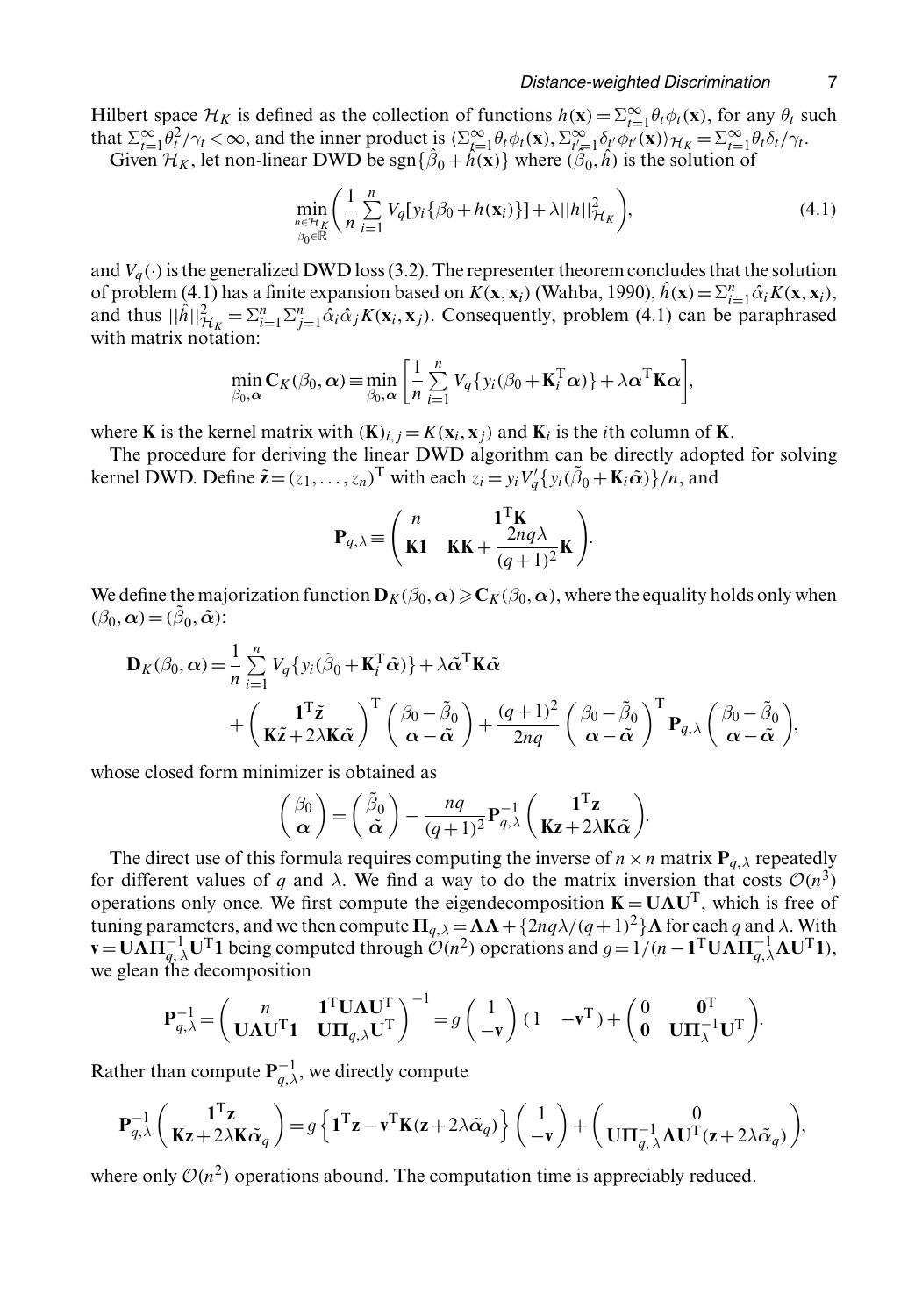Hilbert space $\mathcal{H}_K$ is defined as the collection of functions $h(\mathbf{x}) = \Sigma_{t=1}^{\infty} \theta_t \phi_t(\mathbf{x})$, for any $\theta_t$ such that $\Sigma_{t=1}^{\infty} \theta_t^2/\gamma_t < \infty$, and the inner product is $\langle \Sigma_{t=1}^{\infty} \theta_t \phi_t(\mathbf{x}), \Sigma_{t'=1}^{\infty} \delta_{t'} \phi_{t'}(\mathbf{x}) \rangle_{\mathcal{H}_K} = \Sigma_{t=1}^{\infty} \theta_t \delta_t / \gamma_t$.

Given $\mathcal{H}_K$, let non-linear DWD be $\operatorname{sgn}\{\hat{\beta}_0 + \hat{h}(\mathbf{x})\}$ where $(\hat{\beta}_0, \hat{h})$ is the solution of

$$\min_{\substack{h \in \mathcal{H}_K \\ \beta_0 \in \mathbb{R}}} \left( \frac{1}{n} \sum_{i=1}^{n} V_q[y_i\{\beta_0 + h(\mathbf{x}_i)\}] + \lambda ||h||_{\mathcal{H}_K}^2 \right), \tag{4.1}$$

and $V_q(\cdot)$ is the generalized DWD loss (3.2). The representer theorem concludes that the solution of problem (4.1) has a finite expansion based on $K(\mathbf{x}, \mathbf{x}_i)$ (Wahba, 1990), $\hat{h}(\mathbf{x}) = \Sigma_{i=1}^{n} \hat{\alpha}_i K(\mathbf{x}, \mathbf{x}_i)$, and thus $||\hat{h}||_{\mathcal{H}_K}^2 = \Sigma_{i=1}^{n} \Sigma_{j=1}^{n} \hat{\alpha}_i \hat{\alpha}_j K(\mathbf{x}_i, \mathbf{x}_j)$. Consequently, problem (4.1) can be paraphrased with matrix notation:

$$\min_{\beta_0, \boldsymbol{\alpha}} \mathbf{C}_K(\beta_0, \boldsymbol{\alpha}) \equiv \min_{\beta_0, \boldsymbol{\alpha}} \left[ \frac{1}{n} \sum_{i=1}^{n} V_q\{y_i(\beta_0 + \mathbf{K}_i^{\mathrm{T}} \boldsymbol{\alpha})\} + \lambda \boldsymbol{\alpha}^{\mathrm{T}} \mathbf{K} \boldsymbol{\alpha} \right],$$

where $\mathbf{K}$ is the kernel matrix with $(\mathbf{K})_{i,j} = K(\mathbf{x}_i, \mathbf{x}_j)$ and $\mathbf{K}_i$ is the $i$th column of $\mathbf{K}$.

The procedure for deriving the linear DWD algorithm can be directly adopted for solving kernel DWD. Define $\tilde{\mathbf{z}} = (z_1, \ldots, z_n)^{\mathrm{T}}$ with each $z_i = y_i V_q'\{y_i(\tilde{\beta}_0 + \mathbf{K}_i \tilde{\boldsymbol{\alpha}})\}/n$, and

$$\mathbf{P}_{q,\lambda} \equiv \begin{pmatrix} n & \mathbf{1}^{\mathrm{T}} \mathbf{K} \\ \mathbf{K1} & \mathbf{KK} + \dfrac{2nq\lambda}{(q+1)^2} \mathbf{K} \end{pmatrix}.$$

We define the majorization function $\mathbf{D}_K(\beta_0, \boldsymbol{\alpha}) \geqslant \mathbf{C}_K(\beta_0, \boldsymbol{\alpha})$, where the equality holds only when $(\beta_0, \boldsymbol{\alpha}) = (\tilde{\beta}_0, \tilde{\boldsymbol{\alpha}})$:

$$\begin{aligned} \mathbf{D}_K(\beta_0, \boldsymbol{\alpha}) = & \frac{1}{n} \sum_{i=1}^{n} V_q\{y_i(\tilde{\beta}_0 + \mathbf{K}_i^{\mathrm{T}} \tilde{\boldsymbol{\alpha}})\} + \lambda \tilde{\boldsymbol{\alpha}}^{\mathrm{T}} \mathbf{K} \tilde{\boldsymbol{\alpha}} \\ & + \begin{pmatrix} \mathbf{1}^{\mathrm{T}} \tilde{\mathbf{z}} \\ \mathbf{K} \tilde{\mathbf{z}} + 2\lambda \mathbf{K} \tilde{\boldsymbol{\alpha}} \end{pmatrix}^{\mathrm{T}} \begin{pmatrix} \beta_0 - \tilde{\beta}_0 \\ \boldsymbol{\alpha} - \tilde{\boldsymbol{\alpha}} \end{pmatrix} + \frac{(q+1)^2}{2nq} \begin{pmatrix} \beta_0 - \tilde{\beta}_0 \\ \boldsymbol{\alpha} - \tilde{\boldsymbol{\alpha}} \end{pmatrix}^{\mathrm{T}} \mathbf{P}_{q,\lambda} \begin{pmatrix} \beta_0 - \tilde{\beta}_0 \\ \boldsymbol{\alpha} - \tilde{\boldsymbol{\alpha}} \end{pmatrix}, \end{aligned}$$

whose closed form minimizer is obtained as

$$\begin{pmatrix} \beta_0 \\ \boldsymbol{\alpha} \end{pmatrix} = \begin{pmatrix} \tilde{\beta}_0 \\ \tilde{\boldsymbol{\alpha}} \end{pmatrix} - \frac{nq}{(q+1)^2} \mathbf{P}_{q,\lambda}^{-1} \begin{pmatrix} \mathbf{1}^{\mathrm{T}} \mathbf{z} \\ \mathbf{K} \mathbf{z} + 2\lambda \mathbf{K} \tilde{\boldsymbol{\alpha}} \end{pmatrix}.$$

The direct use of this formula requires computing the inverse of $n \times n$ matrix $\mathbf{P}_{q,\lambda}$ repeatedly for different values of $q$ and $\lambda$. We find a way to do the matrix inversion that costs $\mathcal{O}(n^3)$ operations only once. We first compute the eigendecomposition $\mathbf{K} = \mathbf{U} \boldsymbol{\Lambda} \mathbf{U}^{\mathrm{T}}$, which is free of tuning parameters, and we then compute $\boldsymbol{\Pi}_{q,\lambda} = \boldsymbol{\Lambda}\boldsymbol{\Lambda} + \{2nq\lambda/(q+1)^2\} \boldsymbol{\Lambda}$ for each $q$ and $\lambda$. With $\mathbf{v} = \mathbf{U} \boldsymbol{\Lambda} \boldsymbol{\Pi}_{q,\lambda}^{-1} \mathbf{U}^{\mathrm{T}} \mathbf{1}$ being computed through $\mathcal{O}(n^2)$ operations and $g = 1/(n - \mathbf{1}^{\mathrm{T}} \mathbf{U} \boldsymbol{\Lambda} \boldsymbol{\Pi}_{q,\lambda}^{-1} \boldsymbol{\Lambda} \mathbf{U}^{\mathrm{T}} \mathbf{1})$, we glean the decomposition

$$\mathbf{P}_{q,\lambda}^{-1} = \begin{pmatrix} n & \mathbf{1}^{\mathrm{T}} \mathbf{U} \boldsymbol{\Lambda} \mathbf{U}^{\mathrm{T}} \\ \mathbf{U} \boldsymbol{\Lambda} \mathbf{U}^{\mathrm{T}} \mathbf{1} & \mathbf{U} \boldsymbol{\Pi}_{q,\lambda} \mathbf{U}^{\mathrm{T}} \end{pmatrix}^{-1} = g \begin{pmatrix} 1 \\ -\mathbf{v} \end{pmatrix} (1 \quad -\mathbf{v}^{\mathrm{T}}) + \begin{pmatrix} 0 & \mathbf{0}^{\mathrm{T}} \\ \mathbf{0} & \mathbf{U} \boldsymbol{\Pi}_{\lambda}^{-1} \mathbf{U}^{\mathrm{T}} \end{pmatrix}.$$

Rather than compute $\mathbf{P}_{q,\lambda}^{-1}$, we directly compute

$$\mathbf{P}_{q,\lambda}^{-1} \begin{pmatrix} \mathbf{1}^{\mathrm{T}} \mathbf{z} \\ \mathbf{K} \mathbf{z} + 2\lambda \mathbf{K} \tilde{\boldsymbol{\alpha}}_q \end{pmatrix} = g \left\{ \mathbf{1}^{\mathrm{T}} \mathbf{z} - \mathbf{v}^{\mathrm{T}} \mathbf{K} (\mathbf{z} + 2\lambda \tilde{\boldsymbol{\alpha}}_q) \right\} \begin{pmatrix} 1 \\ -\mathbf{v} \end{pmatrix} + \begin{pmatrix} 0 \\ \mathbf{U} \boldsymbol{\Pi}_{q,\lambda}^{-1} \boldsymbol{\Lambda} \mathbf{U}^{\mathrm{T}} (\mathbf{z} + 2\lambda \tilde{\boldsymbol{\alpha}}_q) \end{pmatrix},$$

where only $\mathcal{O}(n^2)$ operations abound. The computation time is appreciably reduced.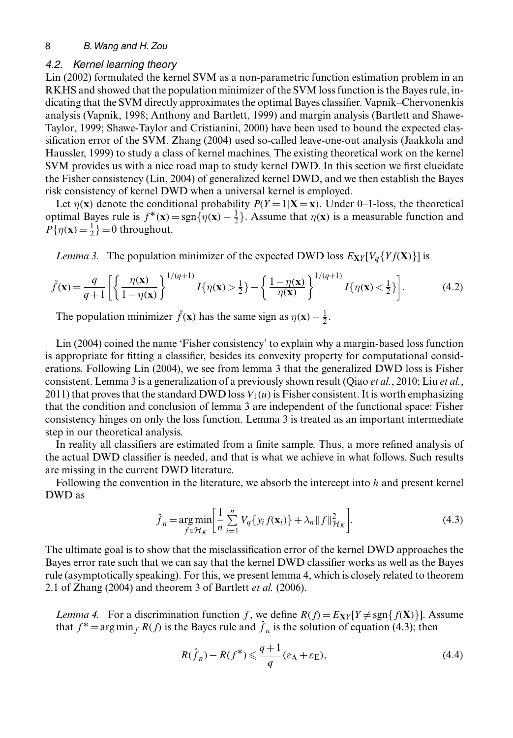### 4.2. *Kernel learning theory*

Lin (2002) formulated the kernel SVM as a non-parametric function estimation problem in an RKHS and showed that the population minimizer of the SVM loss function is the Bayes rule, indicating that the SVM directly approximates the optimal Bayes classifier. Vapnik–Chervonenkis analysis (Vapnik, 1998; Anthony and Bartlett, 1999) and margin analysis (Bartlett and Shawe-Taylor, 1999; Shawe-Taylor and Cristianini, 2000) have been used to bound the expected classification error of the SVM. Zhang (2004) used so-called leave-one-out analysis (Jaakkola and Haussler, 1999) to study a class of kernel machines. The existing theoretical work on the kernel SVM provides us with a nice road map to study kernel DWD. In this section we first elucidate the Fisher consistency (Lin, 2004) of generalized kernel DWD, and we then establish the Bayes risk consistency of kernel DWD when a universal kernel is employed.

Let $\eta(\mathbf{x})$ denote the conditional probability $P(Y=1|\mathbf{X}=\mathbf{x})$. Under 0–1-loss, the theoretical optimal Bayes rule is $f^*(\mathbf{x}) = \text{sgn}\{\eta(\mathbf{x}) - \frac{1}{2}\}$. Assume that $\eta(\mathbf{x})$ is a measurable function and $P\{\eta(\mathbf{x}) = \frac{1}{2}\} = 0$ throughout.

*Lemma 3.* The population minimizer of the expected DWD loss $E_{\mathbf{X}Y}[V_q\{Yf(\mathbf{X})\}]$ is

$$\tilde{f}(\mathbf{x}) = \frac{q}{q+1}\left[\left\{\frac{\eta(\mathbf{x})}{1-\eta(\mathbf{x})}\right\}^{1/(q+1)} I\{\eta(\mathbf{x}) > \tfrac{1}{2}\} - \left\{\frac{1-\eta(\mathbf{x})}{\eta(\mathbf{x})}\right\}^{1/(q+1)} I\{\eta(\mathbf{x}) < \tfrac{1}{2}\}\right]. \tag{4.2}$$

The population minimizer $\tilde{f}(\mathbf{x})$ has the same sign as $\eta(\mathbf{x}) - \frac{1}{2}$.

Lin (2004) coined the name 'Fisher consistency' to explain why a margin-based loss function is appropriate for fitting a classifier, besides its convexity property for computational considerations. Following Lin (2004), we see from lemma 3 that the generalized DWD loss is Fisher consistent. Lemma 3 is a generalization of a previously shown result (Qiao *et al.*, 2010; Liu *et al.*, 2011) that proves that the standard DWD loss $V_1(u)$ is Fisher consistent. It is worth emphasizing that the condition and conclusion of lemma 3 are independent of the functional space: Fisher consistency hinges on only the loss function. Lemma 3 is treated as an important intermediate step in our theoretical analysis.

In reality all classifiers are estimated from a finite sample. Thus, a more refined analysis of the actual DWD classifier is needed, and that is what we achieve in what follows. Such results are missing in the current DWD literature.

Following the convention in the literature, we absorb the intercept into $h$ and present kernel DWD as

$$\hat{f}_n = \underset{f \in \mathcal{H}_K}{\arg\min}\left[\frac{1}{n}\sum_{i=1}^{n} V_q\{y_i f(\mathbf{x}_i)\} + \lambda_n \|f\|^2_{\mathcal{H}_K}\right]. \tag{4.3}$$

The ultimate goal is to show that the misclassification error of the kernel DWD approaches the Bayes error rate such that we can say that the kernel DWD classifier works as well as the Bayes rule (asymptotically speaking). For this, we present lemma 4, which is closely related to theorem 2.1 of Zhang (2004) and theorem 3 of Bartlett *et al.* (2006).

*Lemma 4.* For a discrimination function $f$, we define $R(f) = E_{\mathbf{X}Y}[Y \neq \text{sgn}\{f(\mathbf{X})\}]$. Assume that $f^* = \arg\min_f R(f)$ is the Bayes rule and $\hat{f}_n$ is the solution of equation (4.3); then

$$R(\hat{f}_n) - R(f^*) \leqslant \frac{q+1}{q}(\varepsilon_{\mathrm{A}} + \varepsilon_{\mathrm{E}}), \tag{4.4}$$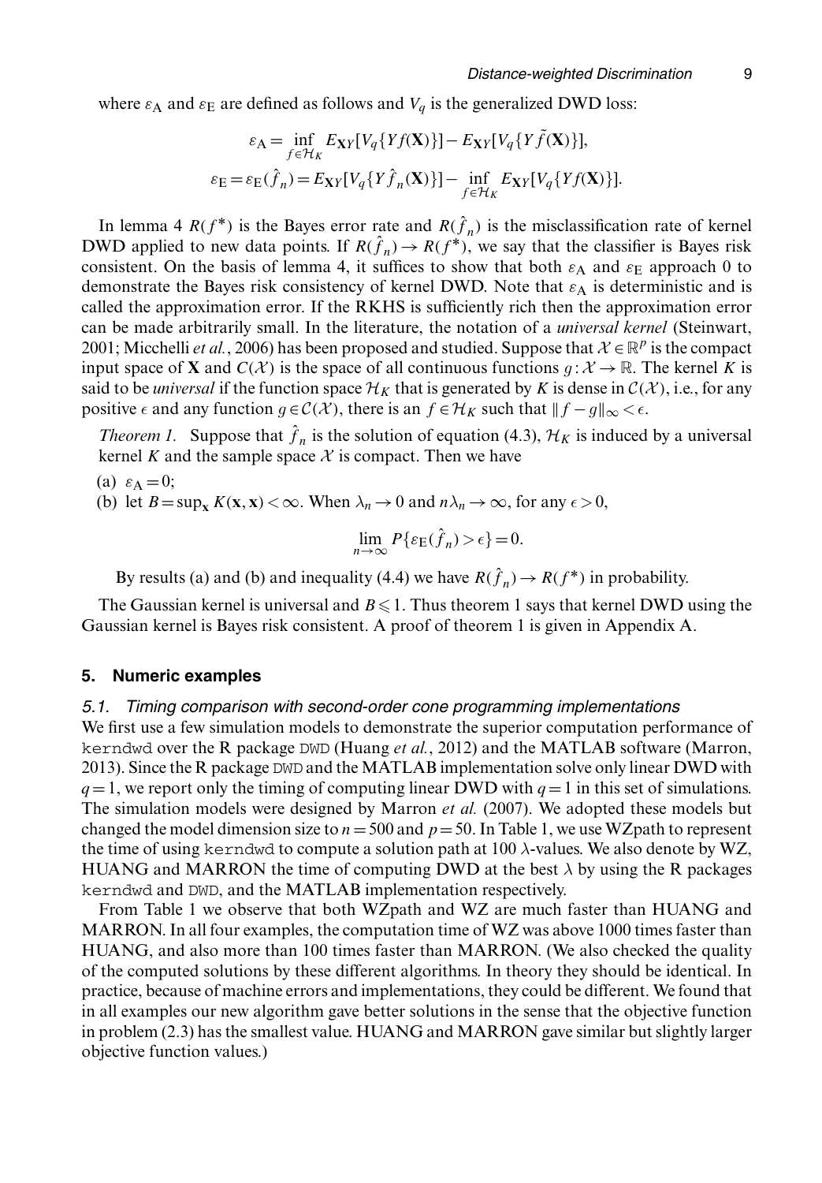where $\varepsilon_{\mathrm{A}}$ and $\varepsilon_{\mathrm{E}}$ are defined as follows and $V_q$ is the generalized DWD loss:

$$\varepsilon_{\mathrm{A}} = \inf_{f \in \mathcal{H}_K} E_{\mathbf{X}Y}[V_q\{Yf(\mathbf{X})\}] - E_{\mathbf{X}Y}[V_q\{Y\tilde{f}(\mathbf{X})\}],$$

$$\varepsilon_{\mathrm{E}} = \varepsilon_{\mathrm{E}}(\hat{f}_n) = E_{\mathbf{X}Y}[V_q\{Y\hat{f}_n(\mathbf{X})\}] - \inf_{f \in \mathcal{H}_K} E_{\mathbf{X}Y}[V_q\{Yf(\mathbf{X})\}].$$

In lemma 4 $R(f^*)$ is the Bayes error rate and $R(\hat{f}_n)$ is the misclassification rate of kernel DWD applied to new data points. If $R(\hat{f}_n) \to R(f^*)$, we say that the classifier is Bayes risk consistent. On the basis of lemma 4, it suffices to show that both $\varepsilon_{\mathrm{A}}$ and $\varepsilon_{\mathrm{E}}$ approach 0 to demonstrate the Bayes risk consistency of kernel DWD. Note that $\varepsilon_{\mathrm{A}}$ is deterministic and is called the approximation error. If the RKHS is sufficiently rich then the approximation error can be made arbitrarily small. In the literature, the notation of a *universal kernel* (Steinwart, 2001; Micchelli *et al.*, 2006) has been proposed and studied. Suppose that $\mathcal{X} \in \mathbb{R}^p$ is the compact input space of $\mathbf{X}$ and $C(\mathcal{X})$ is the space of all continuous functions $g: \mathcal{X} \to \mathbb{R}$. The kernel $K$ is said to be *universal* if the function space $\mathcal{H}_K$ that is generated by $K$ is dense in $\mathcal{C}(\mathcal{X})$, i.e., for any positive $\epsilon$ and any function $g \in \mathcal{C}(\mathcal{X})$, there is an $f \in \mathcal{H}_K$ such that $\|f - g\|_\infty < \epsilon$.

*Theorem 1.* Suppose that $\hat{f}_n$ is the solution of equation (4.3), $\mathcal{H}_K$ is induced by a universal kernel $K$ and the sample space $\mathcal{X}$ is compact. Then we have

(a) $\varepsilon_{\mathrm{A}} = 0$;

(b) let $B = \sup_{\mathbf{x}} K(\mathbf{x}, \mathbf{x}) < \infty$. When $\lambda_n \to 0$ and $n\lambda_n \to \infty$, for any $\epsilon > 0$,

$$\lim_{n \to \infty} P\{\varepsilon_{\mathrm{E}}(\hat{f}_n) > \epsilon\} = 0.$$

By results (a) and (b) and inequality (4.4) we have $R(\hat{f}_n) \to R(f^*)$ in probability.

The Gaussian kernel is universal and $B \leqslant 1$. Thus theorem 1 says that kernel DWD using the Gaussian kernel is Bayes risk consistent. A proof of theorem 1 is given in Appendix A.

## 5. Numeric examples

### 5.1. Timing comparison with second-order cone programming implementations

We first use a few simulation models to demonstrate the superior computation performance of kerndwd over the R package DWD (Huang *et al.*, 2012) and the MATLAB software (Marron, 2013). Since the R package DWD and the MATLAB implementation solve only linear DWD with $q = 1$, we report only the timing of computing linear DWD with $q = 1$ in this set of simulations. The simulation models were designed by Marron *et al.* (2007). We adopted these models but changed the model dimension size to $n = 500$ and $p = 50$. In Table 1, we use WZpath to represent the time of using kerndwd to compute a solution path at 100 $\lambda$-values. We also denote by WZ, HUANG and MARRON the time of computing DWD at the best $\lambda$ by using the R packages kerndwd and DWD, and the MATLAB implementation respectively.

From Table 1 we observe that both WZpath and WZ are much faster than HUANG and MARRON. In all four examples, the computation time of WZ was above 1000 times faster than HUANG, and also more than 100 times faster than MARRON. (We also checked the quality of the computed solutions by these different algorithms. In theory they should be identical. In practice, because of machine errors and implementations, they could be different. We found that in all examples our new algorithm gave better solutions in the sense that the objective function in problem (2.3) has the smallest value. HUANG and MARRON gave similar but slightly larger objective function values.)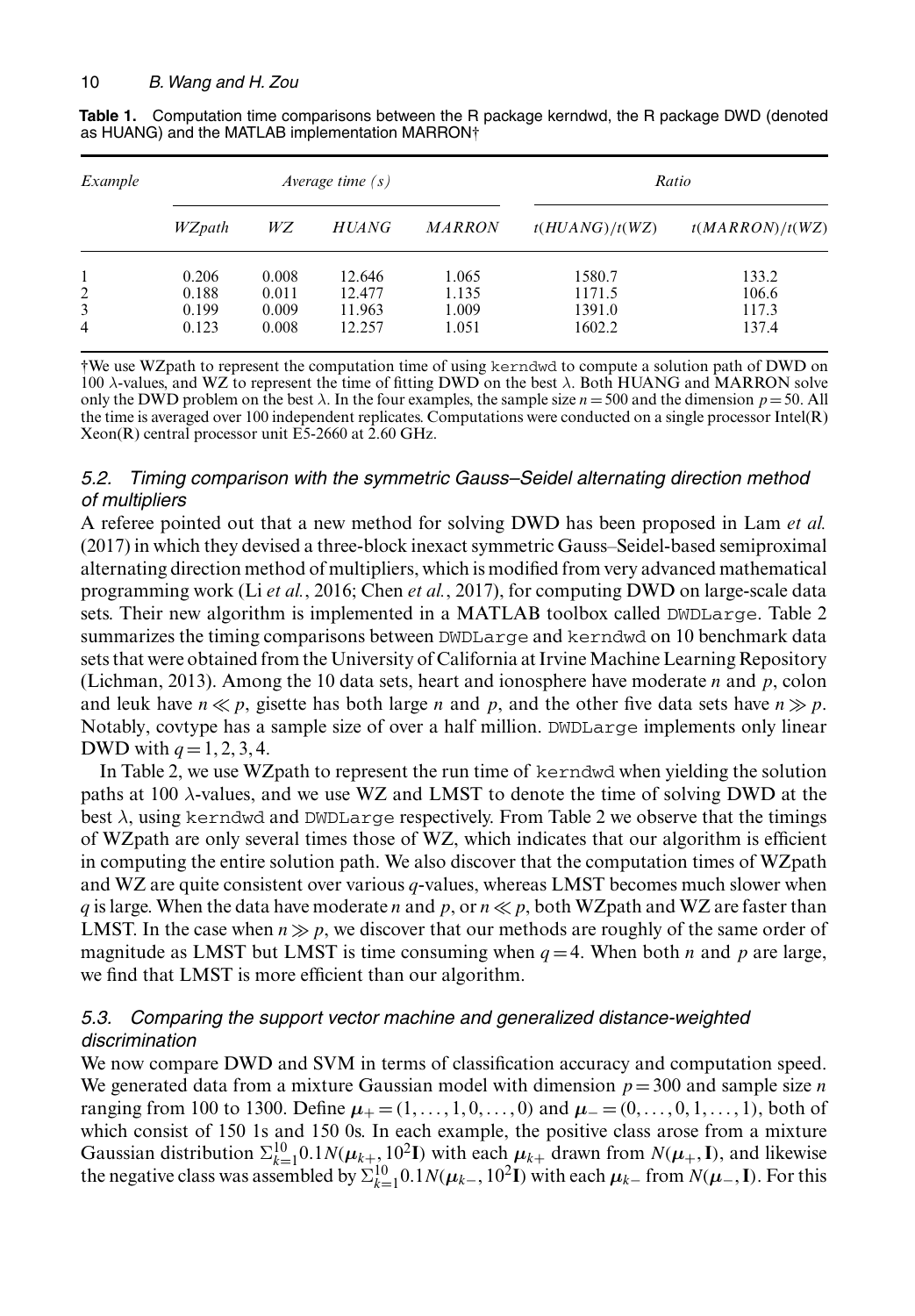**Table 1.** Computation time comparisons between the R package kerndwd, the R package DWD (denoted as HUANG) and the MATLAB implementation MARRON†

| *Example* | *Average time (s)* | | | | *Ratio* | |
|---|---|---|---|---|---|---|
| | *WZpath* | *WZ* | *HUANG* | *MARRON* | *t(HUANG)/t(WZ)* | *t(MARRON)/t(WZ)* |
| 1 | 0.206 | 0.008 | 12.646 | 1.065 | 1580.7 | 133.2 |
| 2 | 0.188 | 0.011 | 12.477 | 1.135 | 1171.5 | 106.6 |
| 3 | 0.199 | 0.009 | 11.963 | 1.009 | 1391.0 | 117.3 |
| 4 | 0.123 | 0.008 | 12.257 | 1.051 | 1602.2 | 137.4 |

†We use WZpath to represent the computation time of using `kerndwd` to compute a solution path of DWD on 100 $\lambda$-values, and WZ to represent the time of fitting DWD on the best $\lambda$. Both HUANG and MARRON solve only the DWD problem on the best $\lambda$. In the four examples, the sample size $n=500$ and the dimension $p=50$. All the time is averaged over 100 independent replicates. Computations were conducted on a single processor Intel(R) Xeon(R) central processor unit E5-2660 at 2.60 GHz.

### 5.2. Timing comparison with the symmetric Gauss–Seidel alternating direction method of multipliers

A referee pointed out that a new method for solving DWD has been proposed in Lam *et al.* (2017) in which they devised a three-block inexact symmetric Gauss–Seidel-based semiproximal alternating direction method of multipliers, which is modified from very advanced mathematical programming work (Li *et al.*, 2016; Chen *et al.*, 2017), for computing DWD on large-scale data sets. Their new algorithm is implemented in a MATLAB toolbox called `DWDLarge`. Table 2 summarizes the timing comparisons between `DWDLarge` and `kerndwd` on 10 benchmark data sets that were obtained from the University of California at Irvine Machine Learning Repository (Lichman, 2013). Among the 10 data sets, heart and ionosphere have moderate $n$ and $p$, colon and leuk have $n \ll p$, gisette has both large $n$ and $p$, and the other five data sets have $n \gg p$. Notably, covtype has a sample size of over a half million. `DWDLarge` implements only linear DWD with $q=1,2,3,4$.

In Table 2, we use WZpath to represent the run time of `kerndwd` when yielding the solution paths at 100 $\lambda$-values, and we use WZ and LMST to denote the time of solving DWD at the best $\lambda$, using `kerndwd` and `DWDLarge` respectively. From Table 2 we observe that the timings of WZpath are only several times those of WZ, which indicates that our algorithm is efficient in computing the entire solution path. We also discover that the computation times of WZpath and WZ are quite consistent over various $q$-values, whereas LMST becomes much slower when $q$ is large. When the data have moderate $n$ and $p$, or $n \ll p$, both WZpath and WZ are faster than LMST. In the case when $n \gg p$, we discover that our methods are roughly of the same order of magnitude as LMST but LMST is time consuming when $q=4$. When both $n$ and $p$ are large, we find that LMST is more efficient than our algorithm.

### 5.3. Comparing the support vector machine and generalized distance-weighted discrimination

We now compare DWD and SVM in terms of classification accuracy and computation speed. We generated data from a mixture Gaussian model with dimension $p=300$ and sample size $n$ ranging from 100 to 1300. Define $\boldsymbol{\mu}_+ = (1,\ldots,1,0,\ldots,0)$ and $\boldsymbol{\mu}_- = (0,\ldots,0,1,\ldots,1)$, both of which consist of 150 1s and 150 0s. In each example, the positive class arose from a mixture Gaussian distribution $\Sigma_{k=1}^{10} 0.1 N(\boldsymbol{\mu}_{k+}, 10^2\mathbf{I})$ with each $\boldsymbol{\mu}_{k+}$ drawn from $N(\boldsymbol{\mu}_+, \mathbf{I})$, and likewise the negative class was assembled by $\Sigma_{k=1}^{10} 0.1 N(\boldsymbol{\mu}_{k-}, 10^2\mathbf{I})$ with each $\boldsymbol{\mu}_{k-}$ from $N(\boldsymbol{\mu}_-, \mathbf{I})$. For this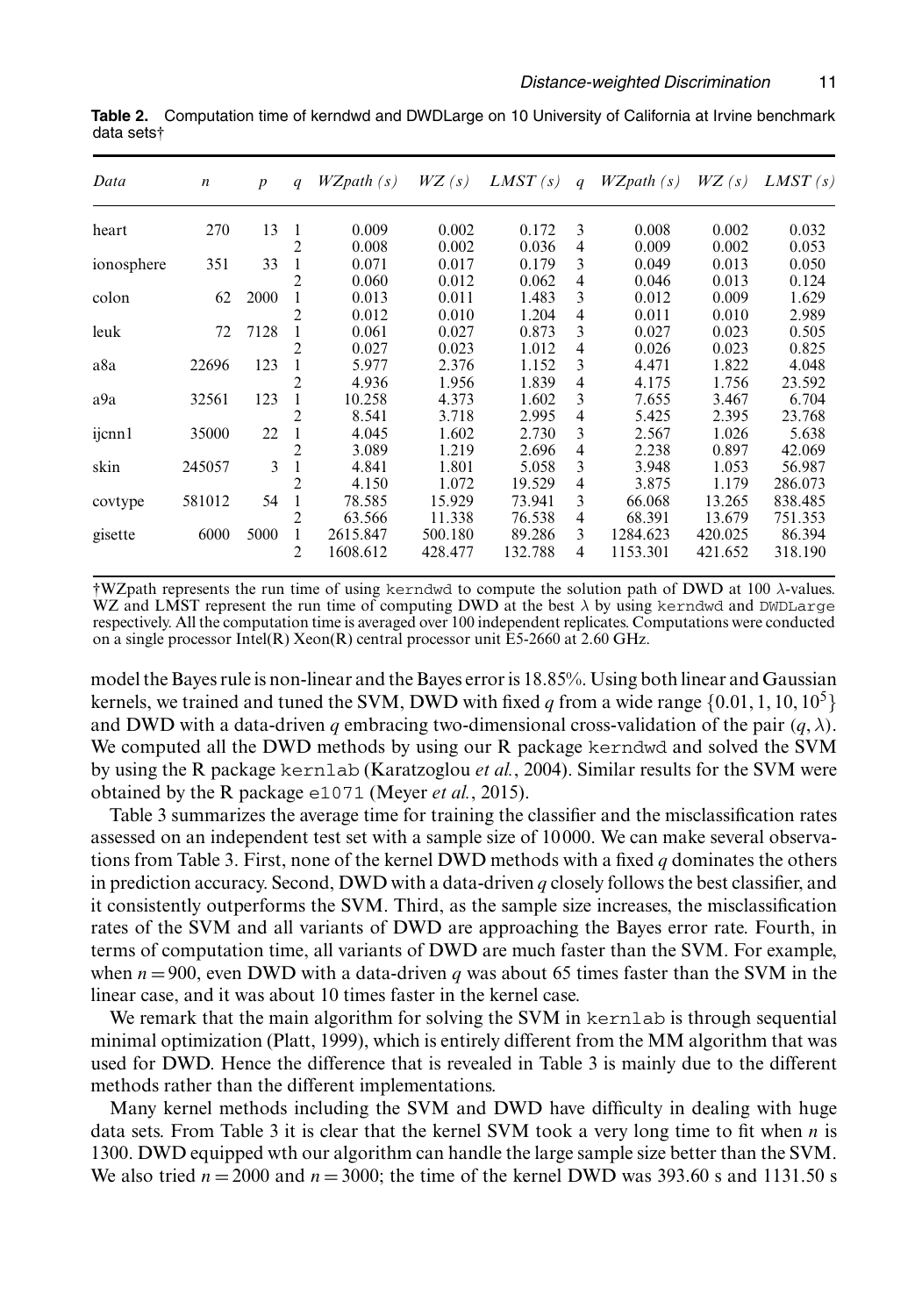**Table 2.** Computation time of kerndwd and DWDLarge on 10 University of California at Irvine benchmark data sets†

| *Data* | *n* | *p* | *q* | *WZpath (s)* | *WZ (s)* | *LMST (s)* | *q* | *WZpath (s)* | *WZ (s)* | *LMST (s)* |
|---|---|---|---|---|---|---|---|---|---|---|
| heart | 270 | 13 | 1 | 0.009 | 0.002 | 0.172 | 3 | 0.008 | 0.002 | 0.032 |
| | | | 2 | 0.008 | 0.002 | 0.036 | 4 | 0.009 | 0.002 | 0.053 |
| ionosphere | 351 | 33 | 1 | 0.071 | 0.017 | 0.179 | 3 | 0.049 | 0.013 | 0.050 |
| | | | 2 | 0.060 | 0.012 | 0.062 | 4 | 0.046 | 0.013 | 0.124 |
| colon | 62 | 2000 | 1 | 0.013 | 0.011 | 1.483 | 3 | 0.012 | 0.009 | 1.629 |
| | | | 2 | 0.012 | 0.010 | 1.204 | 4 | 0.011 | 0.010 | 2.989 |
| leuk | 72 | 7128 | 1 | 0.061 | 0.027 | 0.873 | 3 | 0.027 | 0.023 | 0.505 |
| | | | 2 | 0.027 | 0.023 | 1.012 | 4 | 0.026 | 0.023 | 0.825 |
| a8a | 22696 | 123 | 1 | 5.977 | 2.376 | 1.152 | 3 | 4.471 | 1.822 | 4.048 |
| | | | 2 | 4.936 | 1.956 | 1.839 | 4 | 4.175 | 1.756 | 23.592 |
| a9a | 32561 | 123 | 1 | 10.258 | 4.373 | 1.602 | 3 | 7.655 | 3.467 | 6.704 |
| | | | 2 | 8.541 | 3.718 | 2.995 | 4 | 5.425 | 2.395 | 23.768 |
| ijcnn1 | 35000 | 22 | 1 | 4.045 | 1.602 | 2.730 | 3 | 2.567 | 1.026 | 5.638 |
| | | | 2 | 3.089 | 1.219 | 2.696 | 4 | 2.238 | 0.897 | 42.069 |
| skin | 245057 | 3 | 1 | 4.841 | 1.801 | 5.058 | 3 | 3.948 | 1.053 | 56.987 |
| | | | 2 | 4.150 | 1.072 | 19.529 | 4 | 3.875 | 1.179 | 286.073 |
| covtype | 581012 | 54 | 1 | 78.585 | 15.929 | 73.941 | 3 | 66.068 | 13.265 | 838.485 |
| | | | 2 | 63.566 | 11.338 | 76.538 | 4 | 68.391 | 13.679 | 751.353 |
| gisette | 6000 | 5000 | 1 | 2615.847 | 500.180 | 89.286 | 3 | 1284.623 | 420.025 | 86.394 |
| | | | 2 | 1608.612 | 428.477 | 132.788 | 4 | 1153.301 | 421.652 | 318.190 |

†WZpath represents the run time of using `kerndwd` to compute the solution path of DWD at 100 $\lambda$-values. WZ and LMST represent the run time of computing DWD at the best $\lambda$ by using `kerndwd` and `DWDLarge` respectively. All the computation time is averaged over 100 independent replicates. Computations were conducted on a single processor Intel(R) Xeon(R) central processor unit E5-2660 at 2.60 GHz.

model the Bayes rule is non-linear and the Bayes error is 18.85%. Using both linear and Gaussian kernels, we trained and tuned the SVM, DWD with fixed $q$ from a wide range $\{0.01, 1, 10, 10^5\}$ and DWD with a data-driven $q$ embracing two-dimensional cross-validation of the pair $(q, \lambda)$. We computed all the DWD methods by using our R package `kerndwd` and solved the SVM by using the R package `kernlab` (Karatzoglou *et al.*, 2004). Similar results for the SVM were obtained by the R package `e1071` (Meyer *et al.*, 2015).

Table 3 summarizes the average time for training the classifier and the misclassification rates assessed on an independent test set with a sample size of 10000. We can make several observations from Table 3. First, none of the kernel DWD methods with a fixed $q$ dominates the others in prediction accuracy. Second, DWD with a data-driven $q$ closely follows the best classifier, and it consistently outperforms the SVM. Third, as the sample size increases, the misclassification rates of the SVM and all variants of DWD are approaching the Bayes error rate. Fourth, in terms of computation time, all variants of DWD are much faster than the SVM. For example, when $n = 900$, even DWD with a data-driven $q$ was about 65 times faster than the SVM in the linear case, and it was about 10 times faster in the kernel case.

We remark that the main algorithm for solving the SVM in `kernlab` is through sequential minimal optimization (Platt, 1999), which is entirely different from the MM algorithm that was used for DWD. Hence the difference that is revealed in Table 3 is mainly due to the different methods rather than the different implementations.

Many kernel methods including the SVM and DWD have difficulty in dealing with huge data sets. From Table 3 it is clear that the kernel SVM took a very long time to fit when $n$ is 1300. DWD equipped wth our algorithm can handle the large sample size better than the SVM. We also tried $n = 2000$ and $n = 3000$; the time of the kernel DWD was 393.60 s and 1131.50 s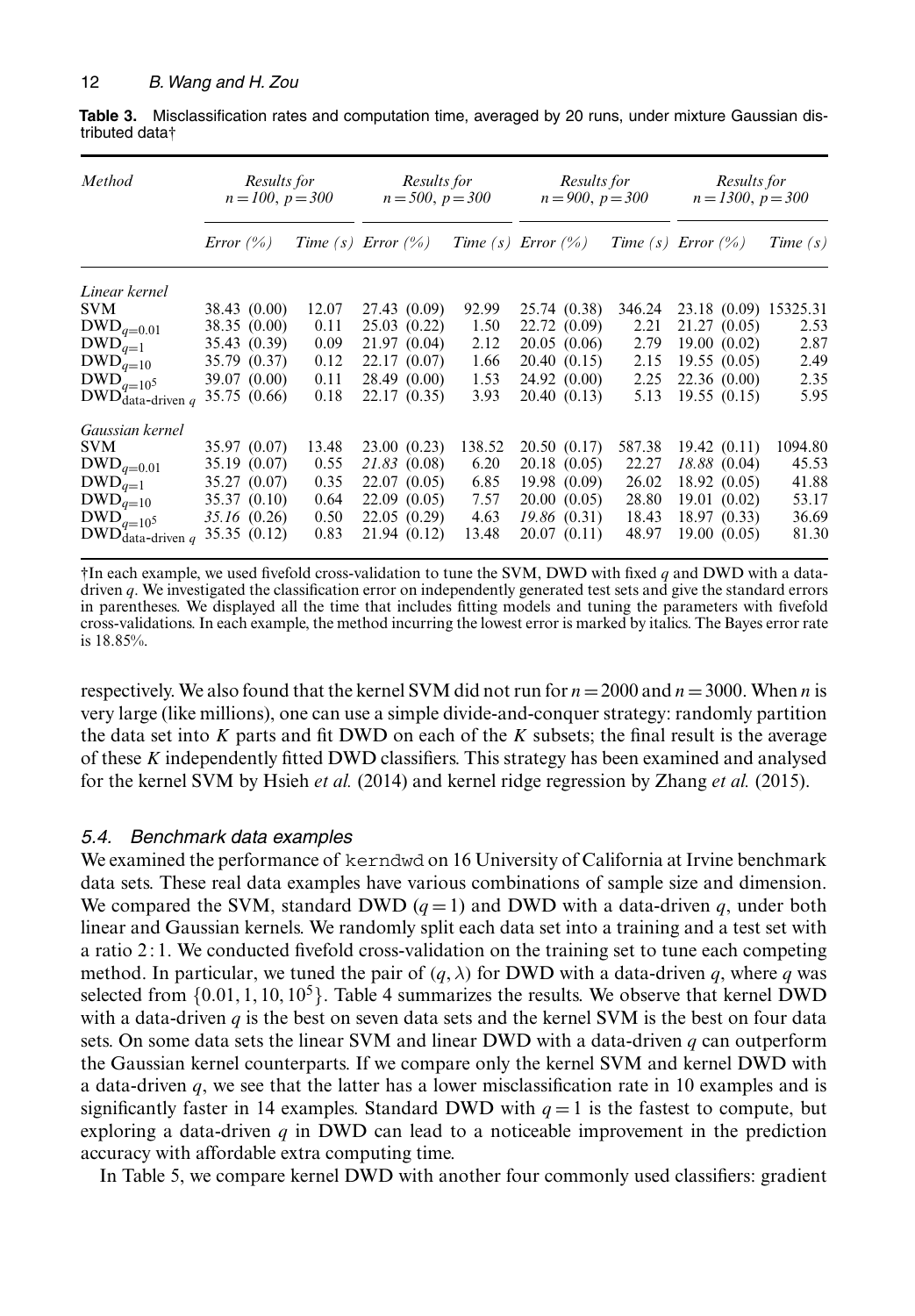**Table 3.** Misclassification rates and computation time, averaged by 20 runs, under mixture Gaussian distributed data†

| *Method* | *Results for* $n=100$, $p=300$ | | *Results for* $n=500$, $p=300$ | | *Results for* $n=900$, $p=300$ | | *Results for* $n=1300$, $p=300$ | |
|---|---|---|---|---|---|---|---|---|
| | *Error (%)* | *Time (s)* | *Error (%)* | *Time (s)* | *Error (%)* | *Time (s)* | *Error (%)* | *Time (s)* |
| *Linear kernel* | | | | | | | | |
| SVM | 38.43 (0.00) | 12.07 | 27.43 (0.09) | 92.99 | 25.74 (0.38) | 346.24 | 23.18 (0.09) | 15325.31 |
| $\mathrm{DWD}_{q=0.01}$ | 38.35 (0.00) | 0.11 | 25.03 (0.22) | 1.50 | 22.72 (0.09) | 2.21 | 21.27 (0.05) | 2.53 |
| $\mathrm{DWD}_{q=1}$ | 35.43 (0.39) | 0.09 | 21.97 (0.04) | 2.12 | 20.05 (0.06) | 2.79 | 19.00 (0.02) | 2.87 |
| $\mathrm{DWD}_{q=10}$ | 35.79 (0.37) | 0.12 | 22.17 (0.07) | 1.66 | 20.40 (0.15) | 2.15 | 19.55 (0.05) | 2.49 |
| $\mathrm{DWD}_{q=10^5}$ | 39.07 (0.00) | 0.11 | 28.49 (0.00) | 1.53 | 24.92 (0.00) | 2.25 | 22.36 (0.00) | 2.35 |
| $\mathrm{DWD}_{\text{data-driven } q}$ | 35.75 (0.66) | 0.18 | 22.17 (0.35) | 3.93 | 20.40 (0.13) | 5.13 | 19.55 (0.15) | 5.95 |
| *Gaussian kernel* | | | | | | | | |
| SVM | 35.97 (0.07) | 13.48 | 23.00 (0.23) | 138.52 | 20.50 (0.17) | 587.38 | 19.42 (0.11) | 1094.80 |
| $\mathrm{DWD}_{q=0.01}$ | 35.19 (0.07) | 0.55 | *21.83* (0.08) | 6.20 | 20.18 (0.05) | 22.27 | *18.88* (0.04) | 45.53 |
| $\mathrm{DWD}_{q=1}$ | 35.27 (0.07) | 0.35 | 22.07 (0.05) | 6.85 | 19.98 (0.09) | 26.02 | 18.92 (0.05) | 41.88 |
| $\mathrm{DWD}_{q=10}$ | 35.37 (0.10) | 0.64 | 22.09 (0.05) | 7.57 | 20.00 (0.05) | 28.80 | 19.01 (0.02) | 53.17 |
| $\mathrm{DWD}_{q=10^5}$ | *35.16* (0.26) | 0.50 | 22.05 (0.29) | 4.63 | *19.86* (0.31) | 18.43 | 18.97 (0.33) | 36.69 |
| $\mathrm{DWD}_{\text{data-driven } q}$ | 35.35 (0.12) | 0.83 | 21.94 (0.12) | 13.48 | 20.07 (0.11) | 48.97 | 19.00 (0.05) | 81.30 |

†In each example, we used fivefold cross-validation to tune the SVM, DWD with fixed $q$ and DWD with a data-driven $q$. We investigated the classification error on independently generated test sets and give the standard errors in parentheses. We displayed all the time that includes fitting models and tuning the parameters with fivefold cross-validations. In each example, the method incurring the lowest error is marked by italics. The Bayes error rate is 18.85%.

respectively. We also found that the kernel SVM did not run for $n=2000$ and $n=3000$. When $n$ is very large (like millions), one can use a simple divide-and-conquer strategy: randomly partition the data set into $K$ parts and fit DWD on each of the $K$ subsets; the final result is the average of these $K$ independently fitted DWD classifiers. This strategy has been examined and analysed for the kernel SVM by Hsieh *et al.* (2014) and kernel ridge regression by Zhang *et al.* (2015).

### 5.4. Benchmark data examples

We examined the performance of kerndwd on 16 University of California at Irvine benchmark data sets. These real data examples have various combinations of sample size and dimension. We compared the SVM, standard DWD ($q=1$) and DWD with a data-driven $q$, under both linear and Gaussian kernels. We randomly split each data set into a training and a test set with a ratio 2:1. We conducted fivefold cross-validation on the training set to tune each competing method. In particular, we tuned the pair of $(q, \lambda)$ for DWD with a data-driven $q$, where $q$ was selected from $\{0.01, 1, 10, 10^5\}$. Table 4 summarizes the results. We observe that kernel DWD with a data-driven $q$ is the best on seven data sets and the kernel SVM is the best on four data sets. On some data sets the linear SVM and linear DWD with a data-driven $q$ can outperform the Gaussian kernel counterparts. If we compare only the kernel SVM and kernel DWD with a data-driven $q$, we see that the latter has a lower misclassification rate in 10 examples and is significantly faster in 14 examples. Standard DWD with $q=1$ is the fastest to compute, but exploring a data-driven $q$ in DWD can lead to a noticeable improvement in the prediction accuracy with affordable extra computing time.

In Table 5, we compare kernel DWD with another four commonly used classifiers: gradient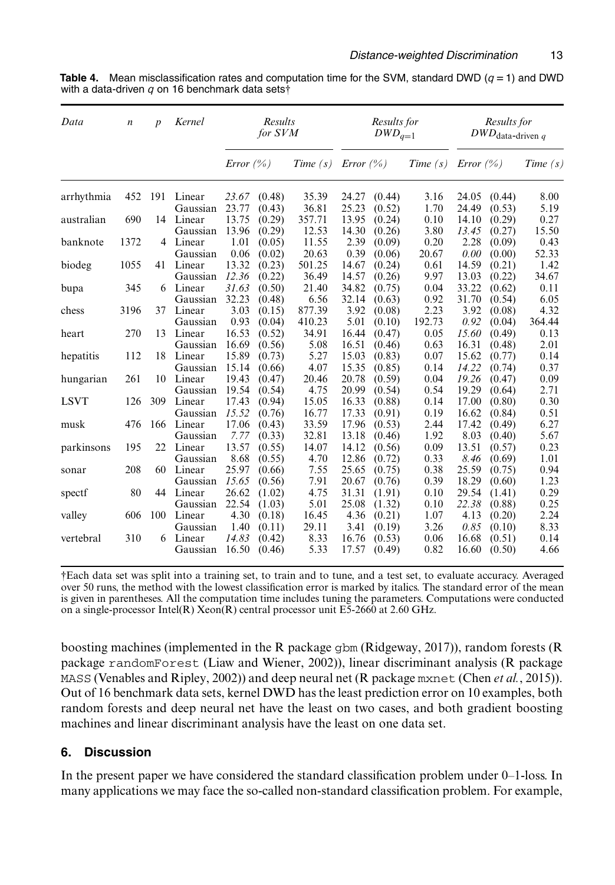**Table 4.** Mean misclassification rates and computation time for the SVM, standard DWD ($q = 1$) and DWD with a data-driven $q$ on 16 benchmark data sets†

| *Data* | $n$ | $p$ | *Kernel* | *Results for SVM* | | | *Results for* $DWD_{q=1}$ | | | *Results for* $DWD_{\text{data-driven } q}$ | | |
|---|---|---|---|---|---|---|---|---|---|---|---|---|
| | | | | *Error (%)* | | *Time (s)* | *Error (%)* | | *Time (s)* | *Error (%)* | | *Time (s)* |
| arrhythmia | 452 | 191 | Linear | *23.67* | (0.48) | 35.39 | 24.27 | (0.44) | 3.16 | 24.05 | (0.44) | 8.00 |
| | | | Gaussian | 23.77 | (0.43) | 36.81 | 25.23 | (0.52) | 1.70 | 24.49 | (0.53) | 5.19 |
| australian | 690 | 14 | Linear | 13.75 | (0.29) | 357.71 | 13.95 | (0.24) | 0.10 | 14.10 | (0.29) | 0.27 |
| | | | Gaussian | 13.96 | (0.29) | 12.53 | 14.30 | (0.26) | 3.80 | *13.45* | (0.27) | 15.50 |
| banknote | 1372 | 4 | Linear | 1.01 | (0.05) | 11.55 | 2.39 | (0.09) | 0.20 | 2.28 | (0.09) | 0.43 |
| | | | Gaussian | 0.06 | (0.02) | 20.63 | 0.39 | (0.06) | 20.67 | *0.00* | (0.00) | 52.33 |
| biodeg | 1055 | 41 | Linear | 13.32 | (0.23) | 501.25 | 14.67 | (0.24) | 0.61 | 14.59 | (0.21) | 1.42 |
| | | | Gaussian | *12.36* | (0.22) | 36.49 | 14.57 | (0.26) | 9.97 | 13.03 | (0.22) | 34.67 |
| bupa | 345 | 6 | Linear | *31.63* | (0.50) | 21.40 | 34.82 | (0.75) | 0.04 | 33.22 | (0.62) | 0.11 |
| | | | Gaussian | 32.23 | (0.48) | 6.56 | 32.14 | (0.63) | 0.92 | 31.70 | (0.54) | 6.05 |
| chess | 3196 | 37 | Linear | 3.03 | (0.15) | 877.39 | 3.92 | (0.08) | 2.23 | 3.92 | (0.08) | 4.32 |
| | | | Gaussian | 0.93 | (0.04) | 410.23 | 5.01 | (0.10) | 192.73 | *0.92* | (0.04) | 364.44 |
| heart | 270 | 13 | Linear | 16.53 | (0.52) | 34.91 | 16.44 | (0.47) | 0.05 | *15.60* | (0.49) | 0.13 |
| | | | Gaussian | 16.69 | (0.56) | 5.08 | 16.51 | (0.46) | 0.63 | 16.31 | (0.48) | 2.01 |
| hepatitis | 112 | 18 | Linear | 15.89 | (0.73) | 5.27 | 15.03 | (0.83) | 0.07 | 15.62 | (0.77) | 0.14 |
| | | | Gaussian | 15.14 | (0.66) | 4.07 | 15.35 | (0.85) | 0.14 | *14.22* | (0.74) | 0.37 |
| hungarian | 261 | 10 | Linear | 19.43 | (0.47) | 20.46 | 20.78 | (0.59) | 0.04 | *19.26* | (0.47) | 0.09 |
| | | | Gaussian | 19.54 | (0.54) | 4.75 | 20.99 | (0.54) | 0.54 | 19.29 | (0.64) | 2.71 |
| LSVT | 126 | 309 | Linear | 17.43 | (0.94) | 15.05 | 16.33 | (0.88) | 0.14 | 17.00 | (0.80) | 0.30 |
| | | | Gaussian | *15.52* | (0.76) | 16.77 | 17.33 | (0.91) | 0.19 | 16.62 | (0.84) | 0.51 |
| musk | 476 | 166 | Linear | 17.06 | (0.43) | 33.59 | 17.96 | (0.53) | 2.44 | 17.42 | (0.49) | 6.27 |
| | | | Gaussian | *7.77* | (0.33) | 32.81 | 13.18 | (0.46) | 1.92 | 8.03 | (0.40) | 5.67 |
| parkinsons | 195 | 22 | Linear | 13.57 | (0.55) | 14.07 | 14.12 | (0.56) | 0.09 | 13.51 | (0.57) | 0.23 |
| | | | Gaussian | 8.68 | (0.55) | 4.70 | 12.86 | (0.72) | 0.33 | *8.46* | (0.69) | 1.01 |
| sonar | 208 | 60 | Linear | 25.97 | (0.66) | 7.55 | 25.65 | (0.75) | 0.38 | 25.59 | (0.75) | 0.94 |
| | | | Gaussian | *15.65* | (0.56) | 7.91 | 20.67 | (0.76) | 0.39 | 18.29 | (0.60) | 1.23 |
| spectf | 80 | 44 | Linear | 26.62 | (1.02) | 4.75 | 31.31 | (1.91) | 0.10 | 29.54 | (1.41) | 0.29 |
| | | | Gaussian | 22.54 | (1.03) | 5.01 | 25.08 | (1.32) | 0.10 | *22.38* | (0.88) | 0.25 |
| valley | 606 | 100 | Linear | 4.30 | (0.18) | 16.45 | 4.36 | (0.21) | 1.07 | 4.13 | (0.20) | 2.24 |
| | | | Gaussian | 1.40 | (0.11) | 29.11 | 3.41 | (0.19) | 3.26 | *0.85* | (0.10) | 8.33 |
| vertebral | 310 | 6 | Linear | *14.83* | (0.42) | 8.33 | 16.76 | (0.53) | 0.06 | 16.68 | (0.51) | 0.14 |
| | | | Gaussian | 16.50 | (0.46) | 5.33 | 17.57 | (0.49) | 0.82 | 16.60 | (0.50) | 4.66 |

†Each data set was split into a training set, to train and to tune, and a test set, to evaluate accuracy. Averaged over 50 runs, the method with the lowest classification error is marked by italics. The standard error of the mean is given in parentheses. All the computation time includes tuning the parameters. Computations were conducted on a single-processor Intel(R) Xeon(R) central processor unit E5-2660 at 2.60 GHz.

boosting machines (implemented in the R package `gbm` (Ridgeway, 2017)), random forests (R package `randomForest` (Liaw and Wiener, 2002)), linear discriminant analysis (R package `MASS` (Venables and Ripley, 2002)) and deep neural net (R package `mxnet` (Chen *et al.*, 2015)). Out of 16 benchmark data sets, kernel DWD has the least prediction error on 10 examples, both random forests and deep neural net have the least on two cases, and both gradient boosting machines and linear discriminant analysis have the least on one data set.

## 6. Discussion

In the present paper we have considered the standard classification problem under 0–1-loss. In many applications we may face the so-called non-standard classification problem. For example,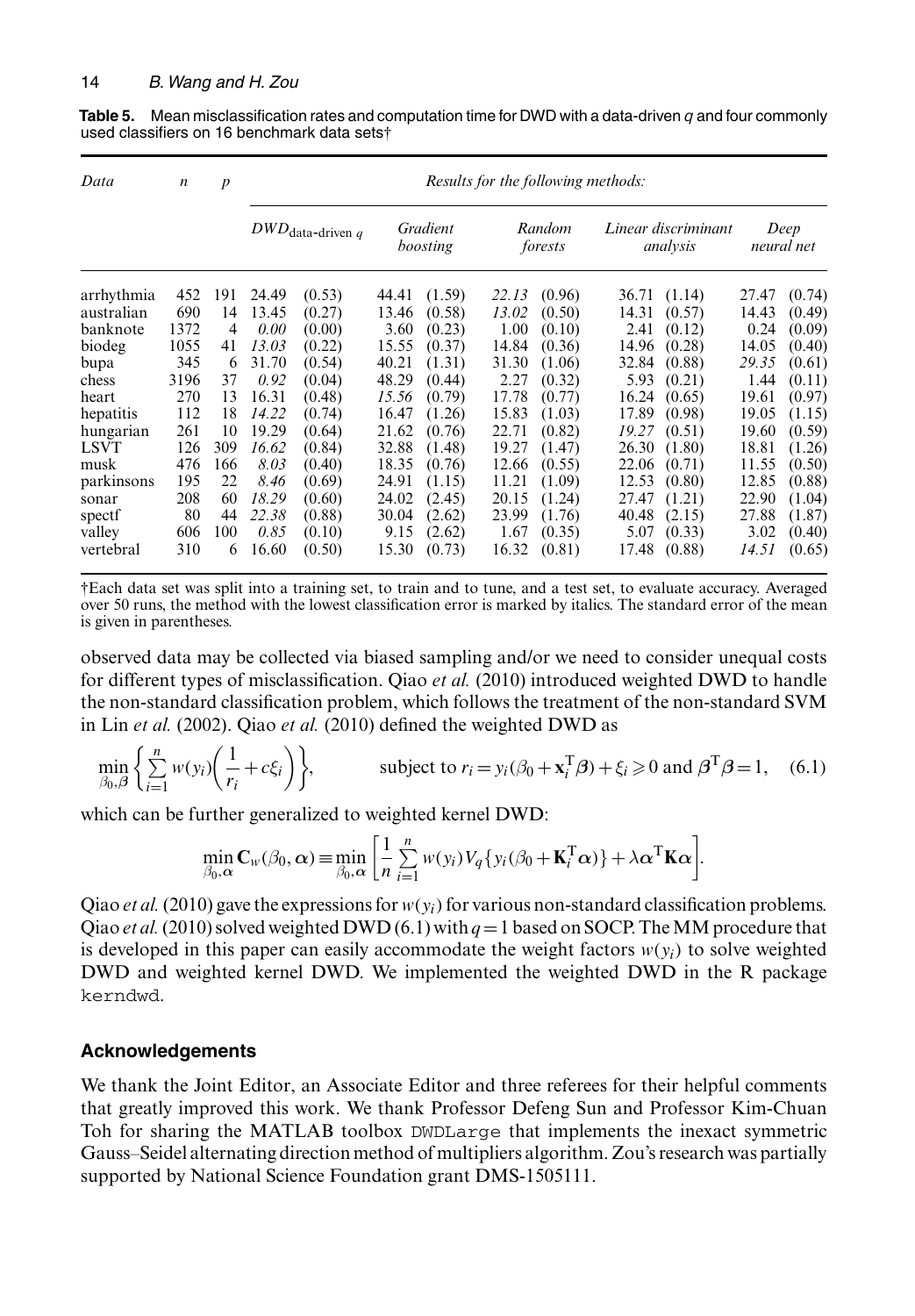**Table 5.** Mean misclassification rates and computation time for DWD with a data-driven $q$ and four commonly used classifiers on 16 benchmark data sets†

| *Data* | $n$ | $p$ | *Results for the following methods:* | | | | | | | | | |
|---|---|---|---|---|---|---|---|---|---|---|---|---|
| | | | $DWD_{\text{data-driven } q}$ | | *Gradient boosting* | | *Random forests* | | *Linear discriminant analysis* | | *Deep neural net* | |
| arrhythmia | 452 | 191 | 24.49 | (0.53) | 44.41 | (1.59) | *22.13* | (0.96) | 36.71 | (1.14) | 27.47 | (0.74) |
| australian | 690 | 14 | 13.45 | (0.27) | 13.46 | (0.58) | *13.02* | (0.50) | 14.31 | (0.57) | 14.43 | (0.49) |
| banknote | 1372 | 4 | *0.00* | (0.00) | 3.60 | (0.23) | 1.00 | (0.10) | 2.41 | (0.12) | 0.24 | (0.09) |
| biodeg | 1055 | 41 | *13.03* | (0.22) | 15.55 | (0.37) | 14.84 | (0.36) | 14.96 | (0.28) | 14.05 | (0.40) |
| bupa | 345 | 6 | 31.70 | (0.54) | 40.21 | (1.31) | 31.30 | (1.06) | 32.84 | (0.88) | *29.35* | (0.61) |
| chess | 3196 | 37 | *0.92* | (0.04) | 48.29 | (0.44) | 2.27 | (0.32) | 5.93 | (0.21) | 1.44 | (0.11) |
| heart | 270 | 13 | 16.31 | (0.48) | *15.56* | (0.79) | 17.78 | (0.77) | 16.24 | (0.65) | 19.61 | (0.97) |
| hepatitis | 112 | 18 | *14.22* | (0.74) | 16.47 | (1.26) | 15.83 | (1.03) | 17.89 | (0.98) | 19.05 | (1.15) |
| hungarian | 261 | 10 | 19.29 | (0.64) | 21.62 | (0.76) | 22.71 | (0.82) | *19.27* | (0.51) | 19.60 | (0.59) |
| LSVT | 126 | 309 | *16.62* | (0.84) | 32.88 | (1.48) | 19.27 | (1.47) | 26.30 | (1.80) | 18.81 | (1.26) |
| musk | 476 | 166 | *8.03* | (0.40) | 18.35 | (0.76) | 12.66 | (0.55) | 22.06 | (0.71) | 11.55 | (0.50) |
| parkinsons | 195 | 22 | *8.46* | (0.69) | 24.91 | (1.15) | 11.21 | (1.09) | 12.53 | (0.80) | 12.85 | (0.88) |
| sonar | 208 | 60 | *18.29* | (0.60) | 24.02 | (2.45) | 20.15 | (1.24) | 27.47 | (1.21) | 22.90 | (1.04) |
| spectf | 80 | 44 | *22.38* | (0.88) | 30.04 | (2.62) | 23.99 | (1.76) | 40.48 | (2.15) | 27.88 | (1.87) |
| valley | 606 | 100 | *0.85* | (0.10) | 9.15 | (2.62) | 1.67 | (0.35) | 5.07 | (0.33) | 3.02 | (0.40) |
| vertebral | 310 | 6 | 16.60 | (0.50) | 15.30 | (0.73) | 16.32 | (0.81) | 17.48 | (0.88) | *14.51* | (0.65) |

†Each data set was split into a training set, to train and to tune, and a test set, to evaluate accuracy. Averaged over 50 runs, the method with the lowest classification error is marked by italics. The standard error of the mean is given in parentheses.

observed data may be collected via biased sampling and/or we need to consider unequal costs for different types of misclassification. Qiao *et al.* (2010) introduced weighted DWD to handle the non-standard classification problem, which follows the treatment of the non-standard SVM in Lin *et al.* (2002). Qiao *et al.* (2010) defined the weighted DWD as

$$\min_{\beta_0,\boldsymbol{\beta}} \left\{ \sum_{i=1}^{n} w(y_i)\left(\frac{1}{r_i} + c\xi_i\right) \right\}, \qquad \text{subject to } r_i = y_i(\beta_0 + \mathbf{x}_i^{\mathrm{T}}\boldsymbol{\beta}) + \xi_i \geqslant 0 \text{ and } \boldsymbol{\beta}^{\mathrm{T}}\boldsymbol{\beta} = 1, \quad (6.1)$$

which can be further generalized to weighted kernel DWD:

$$\min_{\beta_0,\boldsymbol{\alpha}} \mathbf{C}_w(\beta_0,\boldsymbol{\alpha}) \equiv \min_{\beta_0,\boldsymbol{\alpha}} \left[ \frac{1}{n} \sum_{i=1}^{n} w(y_i) V_q\{y_i(\beta_0 + \mathbf{K}_i^{\mathrm{T}}\boldsymbol{\alpha})\} + \lambda \boldsymbol{\alpha}^{\mathrm{T}}\mathbf{K}\boldsymbol{\alpha} \right].$$

Qiao *et al.* (2010) gave the expressions for $w(y_i)$ for various non-standard classification problems. Qiao *et al.* (2010) solved weighted DWD (6.1) with $q=1$ based on SOCP. The MM procedure that is developed in this paper can easily accommodate the weight factors $w(y_i)$ to solve weighted DWD and weighted kernel DWD. We implemented the weighted DWD in the R package `kerndwd`.

## Acknowledgements

We thank the Joint Editor, an Associate Editor and three referees for their helpful comments that greatly improved this work. We thank Professor Defeng Sun and Professor Kim-Chuan Toh for sharing the MATLAB toolbox `DWDLarge` that implements the inexact symmetric Gauss–Seidel alternating direction method of multipliers algorithm. Zou's research was partially supported by National Science Foundation grant DMS-1505111.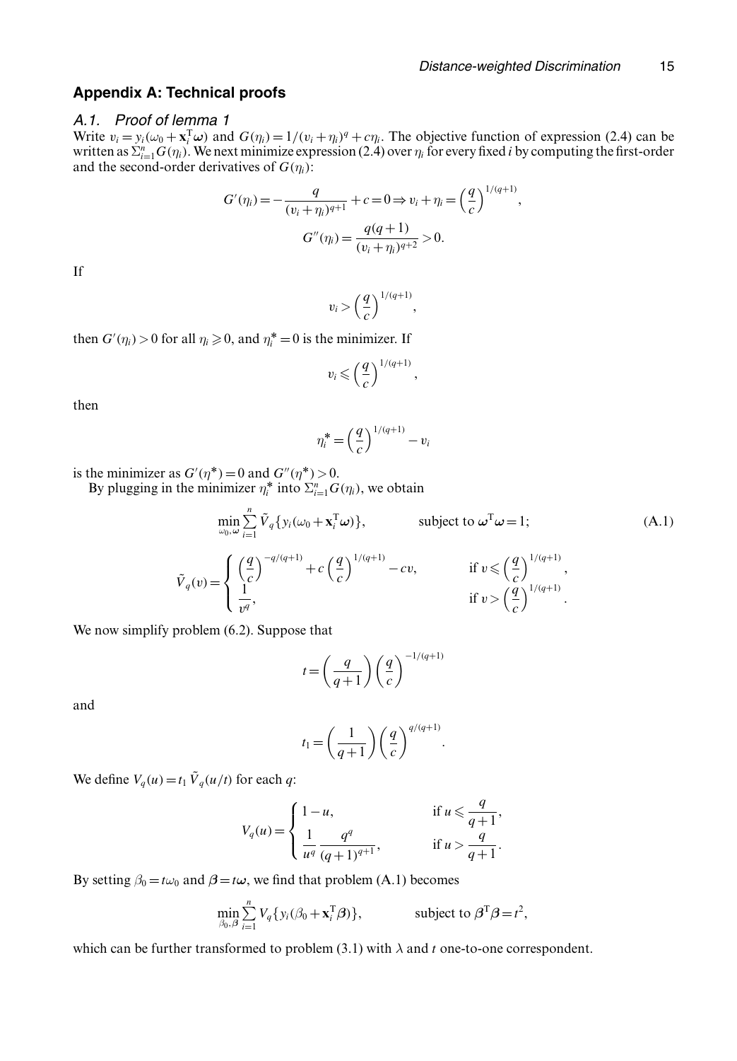## Appendix A: Technical proofs

### A.1. Proof of lemma 1

Write $v_i = y_i(\omega_0 + \mathbf{x}_i^{\mathrm{T}}\boldsymbol{\omega})$ and $G(\eta_i) = 1/(v_i+\eta_i)^q + c\eta_i$. The objective function of expression (2.4) can be written as $\Sigma_{i=1}^n G(\eta_i)$. We next minimize expression (2.4) over $\eta_i$ for every fixed $i$ by computing the first-order and the second-order derivatives of $G(\eta_i)$:

$$G'(\eta_i) = -\frac{q}{(v_i+\eta_i)^{q+1}} + c = 0 \Rightarrow v_i + \eta_i = \left(\frac{q}{c}\right)^{1/(q+1)},$$

$$G''(\eta_i) = \frac{q(q+1)}{(v_i+\eta_i)^{q+2}} > 0.$$

If

$$v_i > \left(\frac{q}{c}\right)^{1/(q+1)},$$

then $G'(\eta_i) > 0$ for all $\eta_i \geqslant 0$, and $\eta_i^* = 0$ is the minimizer. If

$$v_i \leqslant \left(\frac{q}{c}\right)^{1/(q+1)},$$

then

$$\eta_i^* = \left(\frac{q}{c}\right)^{1/(q+1)} - v_i$$

is the minimizer as $G'(\eta^*) = 0$ and $G''(\eta^*) > 0$.

By plugging in the minimizer $\eta_i^*$ into $\Sigma_{i=1}^n G(\eta_i)$, we obtain

$$\min_{\omega_0, \boldsymbol{\omega}} \sum_{i=1}^n \tilde{V}_q\{y_i(\omega_0 + \mathbf{x}_i^{\mathrm{T}}\boldsymbol{\omega})\}, \qquad \text{subject to } \boldsymbol{\omega}^{\mathrm{T}}\boldsymbol{\omega} = 1; \tag{A.1}$$

$$\tilde{V}_q(v) = \begin{cases} \left(\dfrac{q}{c}\right)^{-q/(q+1)} + c\left(\dfrac{q}{c}\right)^{1/(q+1)} - cv, & \text{if } v \leqslant \left(\dfrac{q}{c}\right)^{1/(q+1)}, \\ \dfrac{1}{v^q}, & \text{if } v > \left(\dfrac{q}{c}\right)^{1/(q+1)}. \end{cases}$$

We now simplify problem (6.2). Suppose that

$$t = \left(\frac{q}{q+1}\right)\left(\frac{q}{c}\right)^{-1/(q+1)}$$

and

$$t_1 = \left(\frac{1}{q+1}\right)\left(\frac{q}{c}\right)^{q/(q+1)}.$$

We define $V_q(u) = t_1 \tilde{V}_q(u/t)$ for each $q$:

$$V_q(u) = \begin{cases} 1-u, & \text{if } u \leqslant \dfrac{q}{q+1}, \\ \dfrac{1}{u^q}\dfrac{q^q}{(q+1)^{q+1}}, & \text{if } u > \dfrac{q}{q+1}. \end{cases}$$

By setting $\beta_0 = t\omega_0$ and $\boldsymbol{\beta} = t\boldsymbol{\omega}$, we find that problem (A.1) becomes

$$\min_{\beta_0, \boldsymbol{\beta}} \sum_{i=1}^n V_q\{y_i(\beta_0 + \mathbf{x}_i^{\mathrm{T}}\boldsymbol{\beta})\}, \qquad \text{subject to } \boldsymbol{\beta}^{\mathrm{T}}\boldsymbol{\beta} = t^2,$$

which can be further transformed to problem (3.1) with $\lambda$ and $t$ one-to-one correspondent.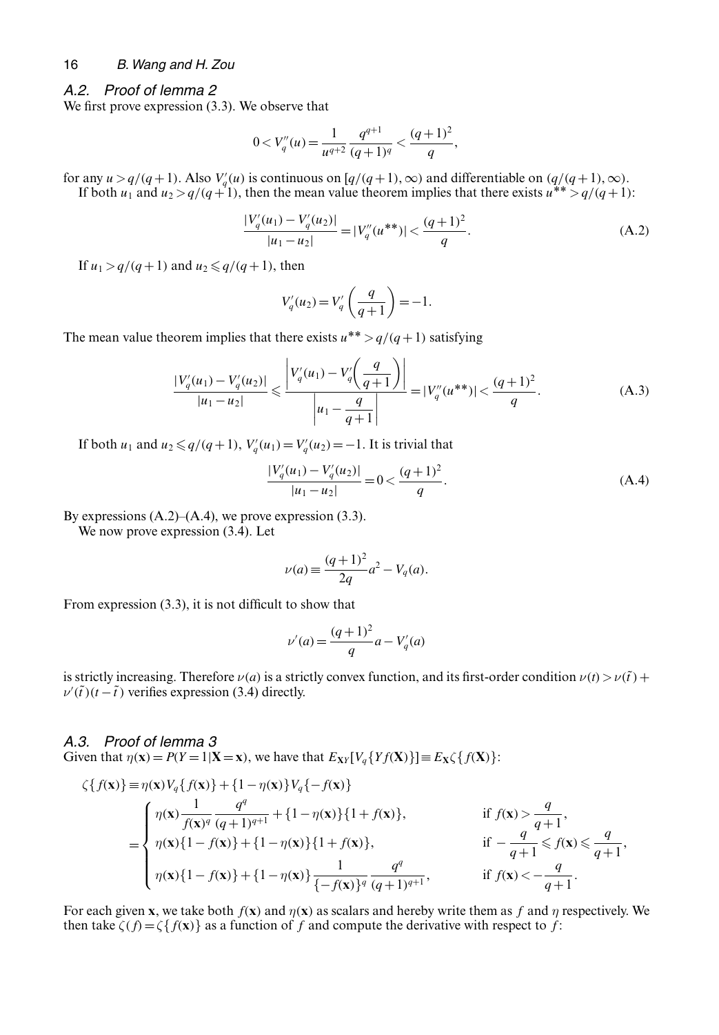### A.2. Proof of lemma 2

We first prove expression (3.3). We observe that

$$0 < V_q''(u) = \frac{1}{u^{q+2}} \frac{q^{q+1}}{(q+1)^q} < \frac{(q+1)^2}{q},$$

for any $u > q/(q+1)$. Also $V_q'(u)$ is continuous on $[q/(q+1), \infty)$ and differentiable on $(q/(q+1), \infty)$.

If both $u_1$ and $u_2 > q/(q+1)$, then the mean value theorem implies that there exists $u^{**} > q/(q+1)$:

$$\frac{|V_q'(u_1) - V_q'(u_2)|}{|u_1 - u_2|} = |V_q''(u^{**})| < \frac{(q+1)^2}{q}. \tag{A.2}$$

If $u_1 > q/(q+1)$ and $u_2 \leqslant q/(q+1)$, then

$$V_q'(u_2) = V_q'\left(\frac{q}{q+1}\right) = -1.$$

The mean value theorem implies that there exists $u^{**} > q/(q+1)$ satisfying

$$\frac{|V_q'(u_1) - V_q'(u_2)|}{|u_1 - u_2|} \leqslant \frac{\left|V_q'(u_1) - V_q'\left(\dfrac{q}{q+1}\right)\right|}{\left|u_1 - \dfrac{q}{q+1}\right|} = |V_q''(u^{**})| < \frac{(q+1)^2}{q}. \tag{A.3}$$

If both $u_1$ and $u_2 \leqslant q/(q+1)$, $V_q'(u_1) = V_q'(u_2) = -1$. It is trivial that

$$\frac{|V_q'(u_1) - V_q'(u_2)|}{|u_1 - u_2|} = 0 < \frac{(q+1)^2}{q}. \tag{A.4}$$

By expressions (A.2)–(A.4), we prove expression (3.3).

We now prove expression (3.4). Let

$$\nu(a) \equiv \frac{(q+1)^2}{2q} a^2 - V_q(a).$$

From expression (3.3), it is not difficult to show that

$$\nu'(a) = \frac{(q+1)^2}{q} a - V_q'(a)$$

is strictly increasing. Therefore $\nu(a)$ is a strictly convex function, and its first-order condition $\nu(t) > \nu(\tilde{t}) + \nu'(\tilde{t})(t - \tilde{t})$ verifies expression (3.4) directly.

### A.3. Proof of lemma 3

Given that $\eta(\mathbf{x}) = P(Y = 1|\mathbf{X} = \mathbf{x})$, we have that $E_{\mathbf{X}Y}[V_q\{Yf(\mathbf{X})\}] \equiv E_{\mathbf{X}}\zeta\{f(\mathbf{X})\}$:

$$\zeta\{f(\mathbf{x})\} \equiv \eta(\mathbf{x}) V_q\{f(\mathbf{x})\} + \{1 - \eta(\mathbf{x})\} V_q\{-f(\mathbf{x})\}$$

$$= \begin{cases} \eta(\mathbf{x}) \dfrac{1}{f(\mathbf{x})^q} \dfrac{q^q}{(q+1)^{q+1}} + \{1 - \eta(\mathbf{x})\}\{1 + f(\mathbf{x})\}, & \text{if } f(\mathbf{x}) > \dfrac{q}{q+1}, \\ \eta(\mathbf{x})\{1 - f(\mathbf{x})\} + \{1 - \eta(\mathbf{x})\}\{1 + f(\mathbf{x})\}, & \text{if } -\dfrac{q}{q+1} \leqslant f(\mathbf{x}) \leqslant \dfrac{q}{q+1}, \\ \eta(\mathbf{x})\{1 - f(\mathbf{x})\} + \{1 - \eta(\mathbf{x})\} \dfrac{1}{\{-f(\mathbf{x})\}^q} \dfrac{q^q}{(q+1)^{q+1}}, & \text{if } f(\mathbf{x}) < -\dfrac{q}{q+1}. \end{cases}$$

For each given $\mathbf{x}$, we take both $f(\mathbf{x})$ and $\eta(\mathbf{x})$ as scalars and hereby write them as $f$ and $\eta$ respectively. We then take $\zeta(f) = \zeta\{f(\mathbf{x})\}$ as a function of $f$ and compute the derivative with respect to $f$: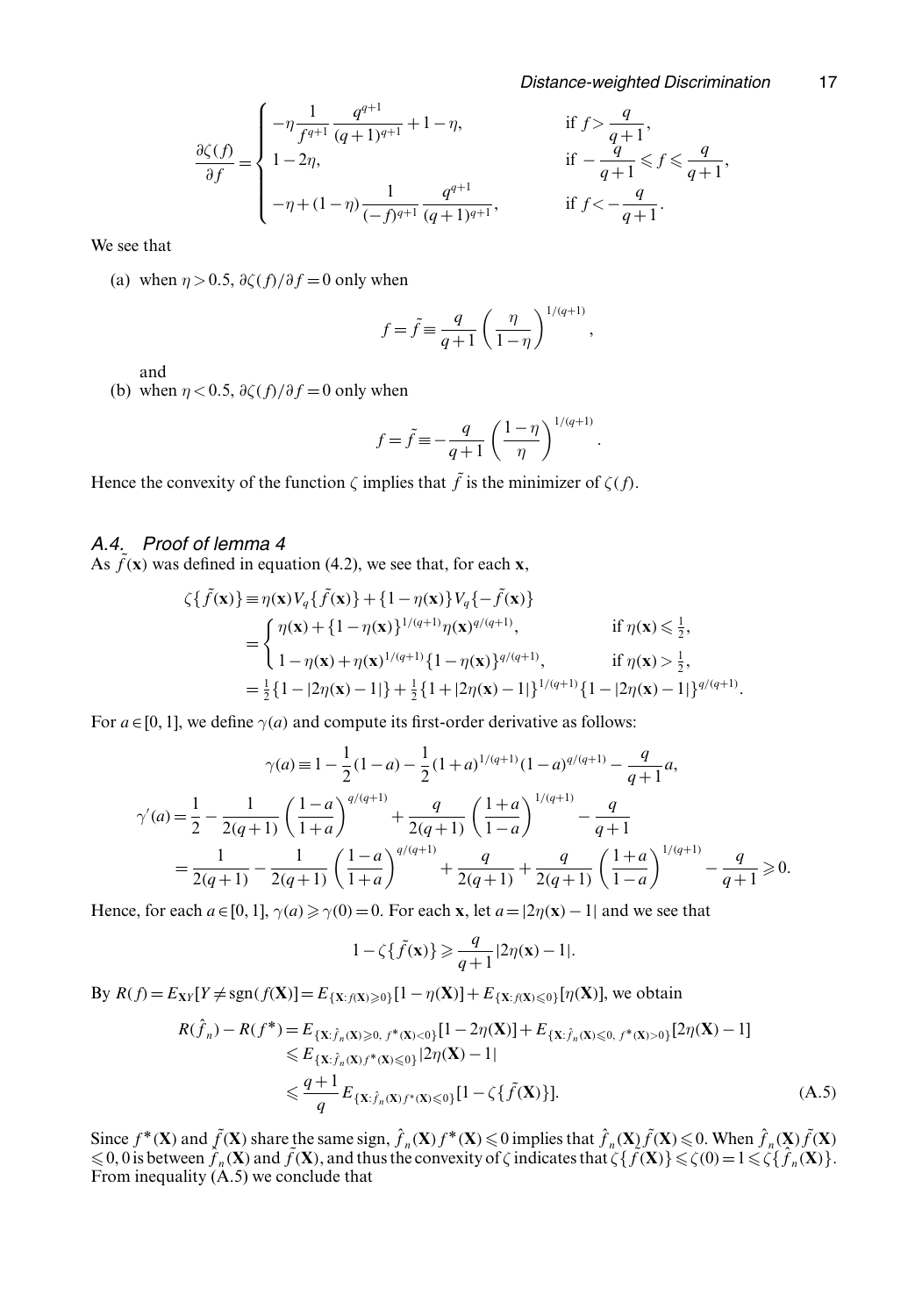$$\frac{\partial \zeta(f)}{\partial f} = \begin{cases} -\eta \dfrac{1}{f^{q+1}} \dfrac{q^{q+1}}{(q+1)^{q+1}} + 1 - \eta, & \text{if } f > \dfrac{q}{q+1}, \\ 1 - 2\eta, & \text{if } -\dfrac{q}{q+1} \leqslant f \leqslant \dfrac{q}{q+1}, \\ -\eta + (1-\eta) \dfrac{1}{(-f)^{q+1}} \dfrac{q^{q+1}}{(q+1)^{q+1}}, & \text{if } f < -\dfrac{q}{q+1}. \end{cases}$$

We see that

(a) when $\eta > 0.5$, $\partial \zeta(f)/\partial f = 0$ only when

$$f = \tilde{f} \equiv \frac{q}{q+1} \left( \frac{\eta}{1-\eta} \right)^{1/(q+1)},$$

and

(b) when $\eta < 0.5$, $\partial \zeta(f)/\partial f = 0$ only when

$$f = \tilde{f} \equiv -\frac{q}{q+1} \left( \frac{1-\eta}{\eta} \right)^{1/(q+1)}.$$

Hence the convexity of the function $\zeta$ implies that $\tilde{f}$ is the minimizer of $\zeta(f)$.

### A.4. Proof of lemma 4

As $\tilde{f}(\mathbf{x})$ was defined in equation (4.2), we see that, for each $\mathbf{x}$,

$$\begin{aligned} \zeta\{\tilde{f}(\mathbf{x})\} &\equiv \eta(\mathbf{x}) V_q\{\tilde{f}(\mathbf{x})\} + \{1-\eta(\mathbf{x})\} V_q\{-\tilde{f}(\mathbf{x})\} \\ &= \begin{cases} \eta(\mathbf{x}) + \{1-\eta(\mathbf{x})\}^{1/(q+1)} \eta(\mathbf{x})^{q/(q+1)}, & \text{if } \eta(\mathbf{x}) \leqslant \frac{1}{2}, \\ 1 - \eta(\mathbf{x}) + \eta(\mathbf{x})^{1/(q+1)} \{1-\eta(\mathbf{x})\}^{q/(q+1)}, & \text{if } \eta(\mathbf{x}) > \frac{1}{2}, \end{cases} \\ &= \tfrac{1}{2}\{1 - |2\eta(\mathbf{x}) - 1|\} + \tfrac{1}{2}\{1 + |2\eta(\mathbf{x}) - 1|\}^{1/(q+1)} \{1 - |2\eta(\mathbf{x}) - 1|\}^{q/(q+1)}. \end{aligned}$$

For $a \in [0, 1]$, we define $\gamma(a)$ and compute its first-order derivative as follows:

$$\gamma(a) \equiv 1 - \frac{1}{2}(1-a) - \frac{1}{2}(1+a)^{1/(q+1)}(1-a)^{q/(q+1)} - \frac{q}{q+1} a,$$

$$\begin{aligned} \gamma'(a) &= \frac{1}{2} - \frac{1}{2(q+1)} \left( \frac{1-a}{1+a} \right)^{q/(q+1)} + \frac{q}{2(q+1)} \left( \frac{1+a}{1-a} \right)^{1/(q+1)} - \frac{q}{q+1} \\ &= \frac{1}{2(q+1)} - \frac{1}{2(q+1)} \left( \frac{1-a}{1+a} \right)^{q/(q+1)} + \frac{q}{2(q+1)} + \frac{q}{2(q+1)} \left( \frac{1+a}{1-a} \right)^{1/(q+1)} - \frac{q}{q+1} \geqslant 0. \end{aligned}$$

Hence, for each $a \in [0, 1]$, $\gamma(a) \geqslant \gamma(0) = 0$. For each $\mathbf{x}$, let $a = |2\eta(\mathbf{x}) - 1|$ and we see that

$$1 - \zeta\{\tilde{f}(\mathbf{x})\} \geqslant \frac{q}{q+1} |2\eta(\mathbf{x}) - 1|.$$

By $R(f) = E_{\mathbf{X}Y}[Y \neq \operatorname{sgn}(f(\mathbf{X})] = E_{\{\mathbf{X}: f(\mathbf{X}) \geqslant 0\}}[1 - \eta(\mathbf{X})] + E_{\{\mathbf{X}: f(\mathbf{X}) \leqslant 0\}}[\eta(\mathbf{X})]$, we obtain

$$\begin{aligned} R(\hat{f}_n) - R(f^*) &= E_{\{\mathbf{X}: \hat{f}_n(\mathbf{X}) \geqslant 0,\, f^*(\mathbf{X}) < 0\}}[1 - 2\eta(\mathbf{X})] + E_{\{\mathbf{X}: \hat{f}_n(\mathbf{X}) \leqslant 0,\, f^*(\mathbf{X}) > 0\}}[2\eta(\mathbf{X}) - 1] \\ &\leqslant E_{\{\mathbf{X}: \hat{f}_n(\mathbf{X}) f^*(\mathbf{X}) \leqslant 0\}} |2\eta(\mathbf{X}) - 1| \\ &\leqslant \frac{q+1}{q} E_{\{\mathbf{X}: \hat{f}_n(\mathbf{X}) f^*(\mathbf{X}) \leqslant 0\}}[1 - \zeta\{\tilde{f}(\mathbf{X})\}]. \end{aligned} \tag{A.5}$$

Since $f^*(\mathbf{X})$ and $\tilde{f}(\mathbf{X})$ share the same sign, $\hat{f}_n(\mathbf{X}) f^*(\mathbf{X}) \leqslant 0$ implies that $\hat{f}_n(\mathbf{X}) \tilde{f}(\mathbf{X}) \leqslant 0$. When $\hat{f}_n(\mathbf{X}) \tilde{f}(\mathbf{X}) \leqslant 0$, 0 is between $\hat{f}_n(\mathbf{X})$ and $\tilde{f}(\mathbf{X})$, and thus the convexity of $\zeta$ indicates that $\zeta\{\tilde{f}(\mathbf{X})\} \leqslant \zeta(0) = 1 \leqslant \zeta\{\hat{f}_n(\mathbf{X})\}$. From inequality (A.5) we conclude that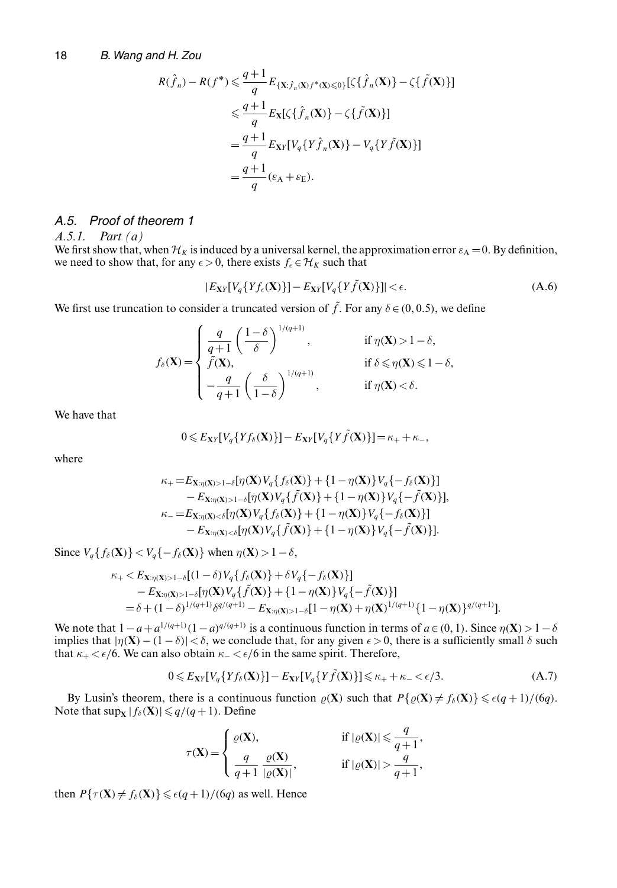$$
\begin{aligned}
R(\hat{f}_n) - R(f^*) &\leqslant \frac{q+1}{q} E_{\{\mathbf{X}:\hat{f}_n(\mathbf{X}) f^*(\mathbf{X}) \leqslant 0\}} [\zeta\{\hat{f}_n(\mathbf{X})\} - \zeta\{\tilde{f}(\mathbf{X})\}] \\
&\leqslant \frac{q+1}{q} E_{\mathbf{X}} [\zeta\{\hat{f}_n(\mathbf{X})\} - \zeta\{\tilde{f}(\mathbf{X})\}] \\
&= \frac{q+1}{q} E_{\mathbf{X}Y} [V_q\{Y \hat{f}_n(\mathbf{X})\} - V_q\{Y \tilde{f}(\mathbf{X})\}] \\
&= \frac{q+1}{q} (\varepsilon_{\mathrm{A}} + \varepsilon_{\mathrm{E}}).
\end{aligned}
$$

## *A.5. Proof of theorem 1*

### *A.5.1. Part (a)*

We first show that, when $\mathcal{H}_K$ is induced by a universal kernel, the approximation error $\varepsilon_{\mathrm{A}} = 0$. By definition, we need to show that, for any $\epsilon > 0$, there exists $f_\epsilon \in \mathcal{H}_K$ such that

$$
|E_{\mathbf{X}Y}[V_q\{Y f_\epsilon(\mathbf{X})\}] - E_{\mathbf{X}Y}[V_q\{Y \tilde{f}(\mathbf{X})\}]| < \epsilon. \tag{A.6}
$$

We first use truncation to consider a truncated version of $\tilde{f}$. For any $\delta \in (0, 0.5)$, we define

$$
f_\delta(\mathbf{X}) = \begin{cases} \dfrac{q}{q+1} \left( \dfrac{1-\delta}{\delta} \right)^{1/(q+1)}, & \text{if } \eta(\mathbf{X}) > 1 - \delta, \\ \tilde{f}(\mathbf{X}), & \text{if } \delta \leqslant \eta(\mathbf{X}) \leqslant 1 - \delta, \\ -\dfrac{q}{q+1} \left( \dfrac{\delta}{1-\delta} \right)^{1/(q+1)}, & \text{if } \eta(\mathbf{X}) < \delta. \end{cases}
$$

We have that

$$
0 \leqslant E_{\mathbf{X}Y}[V_q\{Y f_\delta(\mathbf{X})\}] - E_{\mathbf{X}Y}[V_q\{Y \tilde{f}(\mathbf{X})\}] = \kappa_+ + \kappa_-,
$$

where

$$
\begin{aligned}
\kappa_+ = & E_{\mathbf{X}:\eta(\mathbf{X}) > 1-\delta}[\eta(\mathbf{X}) V_q\{f_\delta(\mathbf{X})\} + \{1 - \eta(\mathbf{X})\} V_q\{-f_\delta(\mathbf{X})\}] \\
& - E_{\mathbf{X}:\eta(\mathbf{X}) > 1-\delta}[\eta(\mathbf{X}) V_q\{\tilde{f}(\mathbf{X})\} + \{1 - \eta(\mathbf{X})\} V_q\{-\tilde{f}(\mathbf{X})\}], \\
\kappa_- = & E_{\mathbf{X}:\eta(\mathbf{X}) < \delta}[\eta(\mathbf{X}) V_q\{f_\delta(\mathbf{X})\} + \{1 - \eta(\mathbf{X})\} V_q\{-f_\delta(\mathbf{X})\}] \\
& - E_{\mathbf{X}:\eta(\mathbf{X}) < \delta}[\eta(\mathbf{X}) V_q\{\tilde{f}(\mathbf{X})\} + \{1 - \eta(\mathbf{X})\} V_q\{-\tilde{f}(\mathbf{X})\}].
\end{aligned}
$$

Since $V_q\{f_\delta(\mathbf{X})\} < V_q\{-f_\delta(\mathbf{X})\}$ when $\eta(\mathbf{X}) > 1 - \delta$,

$$
\begin{aligned}
\kappa_+ < & E_{\mathbf{X}:\eta(\mathbf{X}) > 1-\delta}[(1-\delta) V_q\{f_\delta(\mathbf{X})\} + \delta V_q\{-f_\delta(\mathbf{X})\}] \\
& - E_{\mathbf{X}:\eta(\mathbf{X}) > 1-\delta}[\eta(\mathbf{X}) V_q\{\tilde{f}(\mathbf{X})\} + \{1 - \eta(\mathbf{X})\} V_q\{-\tilde{f}(\mathbf{X})\}] \\
= & \delta + (1-\delta)^{1/(q+1)} \delta^{q/(q+1)} - E_{\mathbf{X}:\eta(\mathbf{X}) > 1-\delta}[1 - \eta(\mathbf{X}) + \eta(\mathbf{X})^{1/(q+1)} \{1 - \eta(\mathbf{X})\}^{q/(q+1)}].
\end{aligned}
$$

We note that $1 - a + a^{1/(q+1)}(1-a)^{q/(q+1)}$ is a continuous function in terms of $a \in (0, 1)$. Since $\eta(\mathbf{X}) > 1 - \delta$ implies that $|\eta(\mathbf{X}) - (1-\delta)| < \delta$, we conclude that, for any given $\epsilon > 0$, there is a sufficiently small $\delta$ such that $\kappa_+ < \epsilon/6$. We can also obtain $\kappa_- < \epsilon/6$ in the same spirit. Therefore,

$$
0 \leqslant E_{\mathbf{X}Y}[V_q\{Y f_\delta(\mathbf{X})\}] - E_{\mathbf{X}Y}[V_q\{Y \tilde{f}(\mathbf{X})\}] \leqslant \kappa_+ + \kappa_- < \epsilon/3. \tag{A.7}
$$

By Lusin's theorem, there is a continuous function $\varrho(\mathbf{X})$ such that $P\{\varrho(\mathbf{X}) \neq f_\delta(\mathbf{X})\} \leqslant \epsilon(q+1)/(6q)$. Note that $\sup_{\mathbf{X}} |f_\delta(\mathbf{X})| \leqslant q/(q+1)$. Define

$$
\tau(\mathbf{X}) = \begin{cases} \varrho(\mathbf{X}), & \text{if } |\varrho(\mathbf{X})| \leqslant \dfrac{q}{q+1}, \\ \dfrac{q}{q+1} \dfrac{\varrho(\mathbf{X})}{|\varrho(\mathbf{X})|}, & \text{if } |\varrho(\mathbf{X})| > \dfrac{q}{q+1}, \end{cases}
$$

then $P\{\tau(\mathbf{X}) \neq f_\delta(\mathbf{X})\} \leqslant \epsilon(q+1)/(6q)$ as well. Hence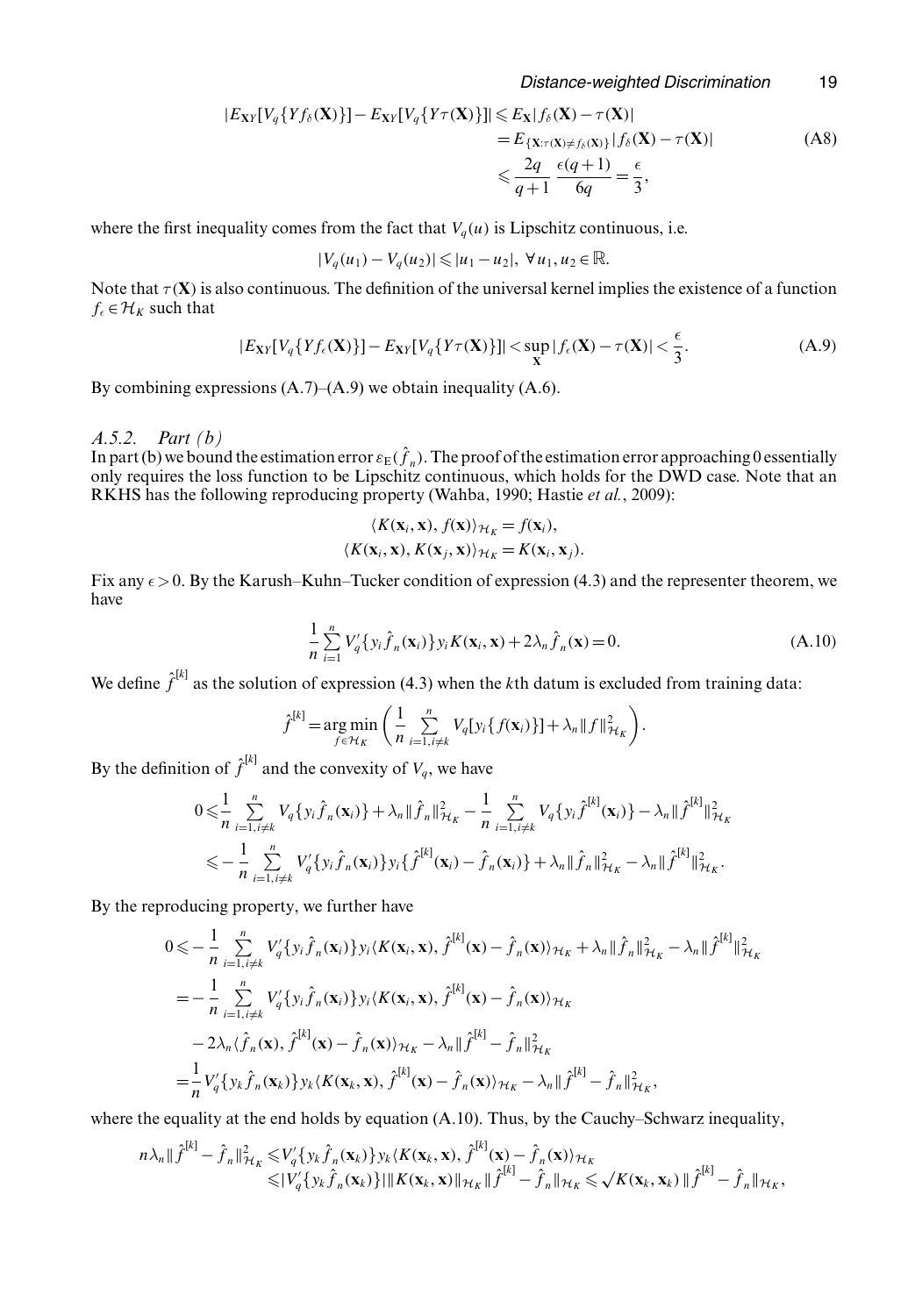$$
\begin{aligned}
|E_{\mathbf{X}Y}[V_q\{Yf_\delta(\mathbf{X})\}] - E_{\mathbf{X}Y}[V_q\{Y\tau(\mathbf{X})\}]| &\leqslant E_{\mathbf{X}}|f_\delta(\mathbf{X}) - \tau(\mathbf{X})| \\
&= E_{\{\mathbf{X}:\tau(\mathbf{X})\neq f_\delta(\mathbf{X})\}}|f_\delta(\mathbf{X}) - \tau(\mathbf{X})| \\
&\leqslant \frac{2q}{q+1}\,\frac{\epsilon(q+1)}{6q} = \frac{\epsilon}{3},
\end{aligned}
\tag{A8}
$$

where the first inequality comes from the fact that $V_q(u)$ is Lipschitz continuous, i.e.

$$
|V_q(u_1) - V_q(u_2)| \leqslant |u_1 - u_2|,\ \forall u_1, u_2 \in \mathbb{R}.
$$

Note that $\tau(\mathbf{X})$ is also continuous. The definition of the universal kernel implies the existence of a function $f_\epsilon \in \mathcal{H}_K$ such that

$$
|E_{\mathbf{X}Y}[V_q\{Yf_\epsilon(\mathbf{X})\}] - E_{\mathbf{X}Y}[V_q\{Y\tau(\mathbf{X})\}]| < \sup_{\mathbf{X}} |f_\epsilon(\mathbf{X}) - \tau(\mathbf{X})| < \frac{\epsilon}{3}. \tag{A.9}
$$

By combining expressions (A.7)–(A.9) we obtain inequality (A.6).

### *A.5.2. Part (b)*

In part (b) we bound the estimation error $\varepsilon_{\mathrm{E}}(\hat{f}_n)$. The proof of the estimation error approaching 0 essentially only requires the loss function to be Lipschitz continuous, which holds for the DWD case. Note that an RKHS has the following reproducing property (Wahba, 1990; Hastie *et al.*, 2009):

$$
\begin{gathered}
\langle K(\mathbf{x}_i, \mathbf{x}), f(\mathbf{x})\rangle_{\mathcal{H}_K} = f(\mathbf{x}_i), \\
\langle K(\mathbf{x}_i, \mathbf{x}), K(\mathbf{x}_j, \mathbf{x})\rangle_{\mathcal{H}_K} = K(\mathbf{x}_i, \mathbf{x}_j).
\end{gathered}
$$

Fix any $\epsilon > 0$. By the Karush–Kuhn–Tucker condition of expression (4.3) and the representer theorem, we have

$$
\frac{1}{n}\sum_{i=1}^{n} V_q'\{y_i \hat{f}_n(\mathbf{x}_i)\} y_i K(\mathbf{x}_i, \mathbf{x}) + 2\lambda_n \hat{f}_n(\mathbf{x}) = 0. \tag{A.10}
$$

We define $\hat{f}^{[k]}$ as the solution of expression (4.3) when the $k$th datum is excluded from training data:

$$
\hat{f}^{[k]} = \underset{f\in\mathcal{H}_K}{\arg\min} \left( \frac{1}{n}\sum_{i=1, i\neq k}^{n} V_q[y_i\{f(\mathbf{x}_i)\}] + \lambda_n \|f\|^2_{\mathcal{H}_K} \right).
$$

By the definition of $\hat{f}^{[k]}$ and the convexity of $V_q$, we have

$$
\begin{aligned}
0 &\leqslant \frac{1}{n}\sum_{i=1, i\neq k}^{n} V_q\{y_i \hat{f}_n(\mathbf{x}_i)\} + \lambda_n \|\hat{f}_n\|^2_{\mathcal{H}_K} - \frac{1}{n}\sum_{i=1, i\neq k}^{n} V_q\{y_i \hat{f}^{[k]}(\mathbf{x}_i)\} - \lambda_n \|\hat{f}^{[k]}\|^2_{\mathcal{H}_K} \\
&\leqslant -\frac{1}{n}\sum_{i=1, i\neq k}^{n} V_q'\{y_i \hat{f}_n(\mathbf{x}_i)\} y_i \{\hat{f}^{[k]}(\mathbf{x}_i) - \hat{f}_n(\mathbf{x}_i)\} + \lambda_n \|\hat{f}_n\|^2_{\mathcal{H}_K} - \lambda_n \|\hat{f}^{[k]}\|^2_{\mathcal{H}_K}.
\end{aligned}
$$

By the reproducing property, we further have

$$
\begin{aligned}
0 &\leqslant -\frac{1}{n}\sum_{i=1, i\neq k}^{n} V_q'\{y_i \hat{f}_n(\mathbf{x}_i)\} y_i \langle K(\mathbf{x}_i, \mathbf{x}), \hat{f}^{[k]}(\mathbf{x}) - \hat{f}_n(\mathbf{x})\rangle_{\mathcal{H}_K} + \lambda_n \|\hat{f}_n\|^2_{\mathcal{H}_K} - \lambda_n \|\hat{f}^{[k]}\|^2_{\mathcal{H}_K} \\
&= -\frac{1}{n}\sum_{i=1, i\neq k}^{n} V_q'\{y_i \hat{f}_n(\mathbf{x}_i)\} y_i \langle K(\mathbf{x}_i, \mathbf{x}), \hat{f}^{[k]}(\mathbf{x}) - \hat{f}_n(\mathbf{x})\rangle_{\mathcal{H}_K} \\
&\quad - 2\lambda_n \langle \hat{f}_n(\mathbf{x}), \hat{f}^{[k]}(\mathbf{x}) - \hat{f}_n(\mathbf{x})\rangle_{\mathcal{H}_K} - \lambda_n \|\hat{f}^{[k]} - \hat{f}_n\|^2_{\mathcal{H}_K} \\
&= \frac{1}{n} V_q'\{y_k \hat{f}_n(\mathbf{x}_k)\} y_k \langle K(\mathbf{x}_k, \mathbf{x}), \hat{f}^{[k]}(\mathbf{x}) - \hat{f}_n(\mathbf{x})\rangle_{\mathcal{H}_K} - \lambda_n \|\hat{f}^{[k]} - \hat{f}_n\|^2_{\mathcal{H}_K},
\end{aligned}
$$

where the equality at the end holds by equation (A.10). Thus, by the Cauchy–Schwarz inequality,

$$
\begin{aligned}
n\lambda_n \|\hat{f}^{[k]} - \hat{f}_n\|^2_{\mathcal{H}_K} &\leqslant V_q'\{y_k \hat{f}_n(\mathbf{x}_k)\} y_k \langle K(\mathbf{x}_k, \mathbf{x}), \hat{f}^{[k]}(\mathbf{x}) - \hat{f}_n(\mathbf{x})\rangle_{\mathcal{H}_K} \\
&\leqslant |V_q'\{y_k \hat{f}_n(\mathbf{x}_k)\}| \, \|K(\mathbf{x}_k, \mathbf{x})\|_{\mathcal{H}_K} \|\hat{f}^{[k]} - \hat{f}_n\|_{\mathcal{H}_K} \leqslant \sqrt{K(\mathbf{x}_k, \mathbf{x}_k)}\, \|\hat{f}^{[k]} - \hat{f}_n\|_{\mathcal{H}_K},
\end{aligned}
$$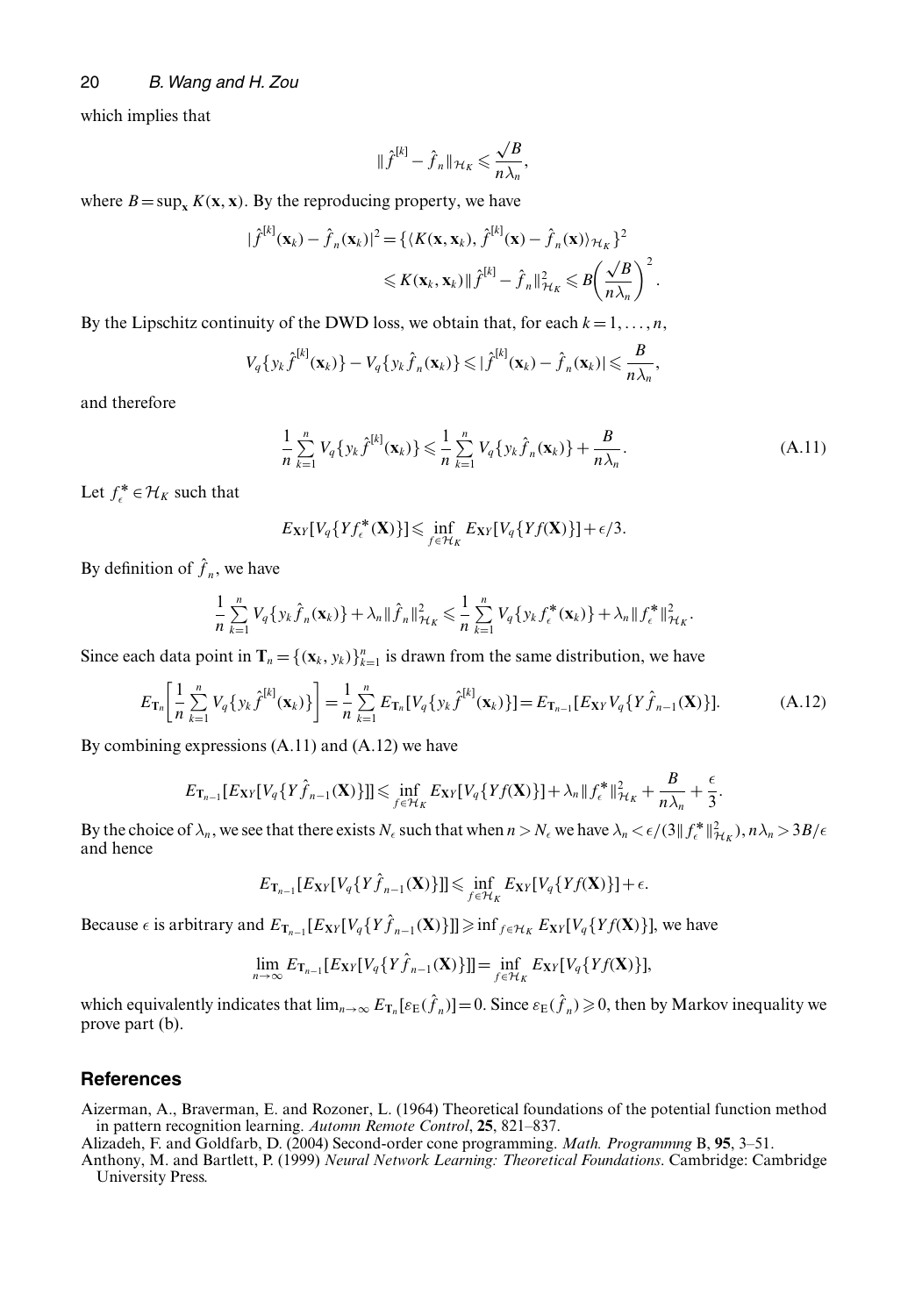which implies that

$$\|\hat{f}^{[k]} - \hat{f}_n\|_{\mathcal{H}_K} \leqslant \frac{\sqrt{B}}{n\lambda_n},$$

where $B = \sup_{\mathbf{x}} K(\mathbf{x}, \mathbf{x})$. By the reproducing property, we have

$$|\hat{f}^{[k]}(\mathbf{x}_k) - \hat{f}_n(\mathbf{x}_k)|^2 = \{\langle K(\mathbf{x}, \mathbf{x}_k), \hat{f}^{[k]}(\mathbf{x}) - \hat{f}_n(\mathbf{x})\rangle_{\mathcal{H}_K}\}^2$$
$$\leqslant K(\mathbf{x}_k, \mathbf{x}_k) \|\hat{f}^{[k]} - \hat{f}_n\|^2_{\mathcal{H}_K} \leqslant B\left(\frac{\sqrt{B}}{n\lambda_n}\right)^2.$$

By the Lipschitz continuity of the DWD loss, we obtain that, for each $k = 1, \ldots, n$,

$$V_q\{y_k \hat{f}^{[k]}(\mathbf{x}_k)\} - V_q\{y_k \hat{f}_n(\mathbf{x}_k)\} \leqslant |\hat{f}^{[k]}(\mathbf{x}_k) - \hat{f}_n(\mathbf{x}_k)| \leqslant \frac{B}{n\lambda_n},$$

and therefore

$$\frac{1}{n}\sum_{k=1}^{n} V_q\{y_k \hat{f}^{[k]}(\mathbf{x}_k)\} \leqslant \frac{1}{n}\sum_{k=1}^{n} V_q\{y_k \hat{f}_n(\mathbf{x}_k)\} + \frac{B}{n\lambda_n}. \tag{A.11}$$

Let $f^*_\epsilon \in \mathcal{H}_K$ such that

$$E_{\mathbf{X}Y}[V_q\{Yf^*_\epsilon(\mathbf{X})\}] \leqslant \inf_{f \in \mathcal{H}_K} E_{\mathbf{X}Y}[V_q\{Yf(\mathbf{X})\}] + \epsilon/3.$$

By definition of $\hat{f}_n$, we have

$$\frac{1}{n}\sum_{k=1}^{n} V_q\{y_k \hat{f}_n(\mathbf{x}_k)\} + \lambda_n \|\hat{f}_n\|^2_{\mathcal{H}_K} \leqslant \frac{1}{n}\sum_{k=1}^{n} V_q\{y_k f^*_\epsilon(\mathbf{x}_k)\} + \lambda_n \|f^*_\epsilon\|^2_{\mathcal{H}_K}.$$

Since each data point in $\mathbf{T}_n = \{(\mathbf{x}_k, y_k)\}_{k=1}^n$ is drawn from the same distribution, we have

$$E_{\mathbf{T}_n}\left[\frac{1}{n}\sum_{k=1}^{n} V_q\{y_k \hat{f}^{[k]}(\mathbf{x}_k)\}\right] = \frac{1}{n}\sum_{k=1}^{n} E_{\mathbf{T}_n}[V_q\{y_k \hat{f}^{[k]}(\mathbf{x}_k)\}] = E_{\mathbf{T}_{n-1}}[E_{\mathbf{X}Y} V_q\{Y \hat{f}_{n-1}(\mathbf{X})\}]. \tag{A.12}$$

By combining expressions (A.11) and (A.12) we have

$$E_{\mathbf{T}_{n-1}}[E_{\mathbf{X}Y}[V_q\{Y\hat{f}_{n-1}(\mathbf{X})\}]] \leqslant \inf_{f \in \mathcal{H}_K} E_{\mathbf{X}Y}[V_q\{Yf(\mathbf{X})\}] + \lambda_n \|f^*_\epsilon\|^2_{\mathcal{H}_K} + \frac{B}{n\lambda_n} + \frac{\epsilon}{3}.$$

By the choice of $\lambda_n$, we see that there exists $N_\epsilon$ such that when $n > N_\epsilon$ we have $\lambda_n < \epsilon/(3\|f^*_\epsilon\|^2_{\mathcal{H}_K})$, $n\lambda_n > 3B/\epsilon$ and hence

$$E_{\mathbf{T}_{n-1}}[E_{\mathbf{X}Y}[V_q\{Y\hat{f}_{n-1}(\mathbf{X})\}]] \leqslant \inf_{f \in \mathcal{H}_K} E_{\mathbf{X}Y}[V_q\{Yf(\mathbf{X})\}] + \epsilon.$$

Because $\epsilon$ is arbitrary and $E_{\mathbf{T}_{n-1}}[E_{\mathbf{X}Y}[V_q\{Y\hat{f}_{n-1}(\mathbf{X})\}]] \geqslant \inf_{f \in \mathcal{H}_K} E_{\mathbf{X}Y}[V_q\{Yf(\mathbf{X})\}]$, we have

$$\lim_{n\to\infty} E_{\mathbf{T}_{n-1}}[E_{\mathbf{X}Y}[V_q\{Y\hat{f}_{n-1}(\mathbf{X})\}]] = \inf_{f \in \mathcal{H}_K} E_{\mathbf{X}Y}[V_q\{Yf(\mathbf{X})\}],$$

which equivalently indicates that $\lim_{n\to\infty} E_{\mathbf{T}_n}[\varepsilon_{\mathrm{E}}(\hat{f}_n)] = 0$. Since $\varepsilon_{\mathrm{E}}(\hat{f}_n) \geqslant 0$, then by Markov inequality we prove part (b).

## References

Aizerman, A., Braverman, E. and Rozoner, L. (1964) Theoretical foundations of the potential function method in pattern recognition learning. *Automn Remote Control*, **25**, 821–837.

Alizadeh, F. and Goldfarb, D. (2004) Second-order cone programming. *Math. Programmng* B, **95**, 3–51.

Anthony, M. and Bartlett, P. (1999) *Neural Network Learning: Theoretical Foundations*. Cambridge: Cambridge University Press.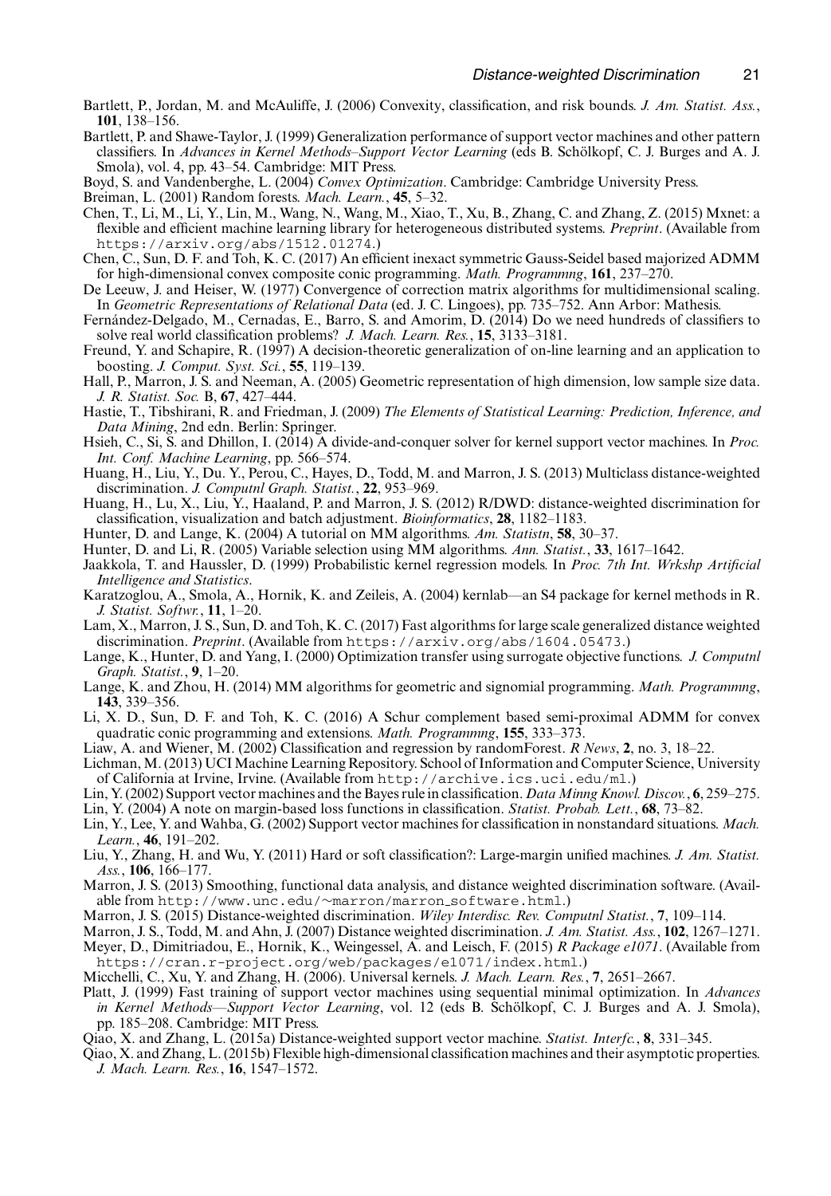Bartlett, P., Jordan, M. and McAuliffe, J. (2006) Convexity, classification, and risk bounds. *J. Am. Statist. Ass.*, **101**, 138–156.

Bartlett, P. and Shawe-Taylor, J. (1999) Generalization performance of support vector machines and other pattern classifiers. In *Advances in Kernel Methods–Support Vector Learning* (eds B. Schölkopf, C. J. Burges and A. J. Smola), vol. 4, pp. 43–54. Cambridge: MIT Press.

Boyd, S. and Vandenberghe, L. (2004) *Convex Optimization*. Cambridge: Cambridge University Press.

Breiman, L. (2001) Random forests. *Mach. Learn.*, **45**, 5–32.

Chen, T., Li, M., Li, Y., Lin, M., Wang, N., Wang, M., Xiao, T., Xu, B., Zhang, C. and Zhang, Z. (2015) Mxnet: a flexible and efficient machine learning library for heterogeneous distributed systems. *Preprint*. (Available from https://arxiv.org/abs/1512.01274.)

Chen, C., Sun, D. F. and Toh, K. C. (2017) An efficient inexact symmetric Gauss-Seidel based majorized ADMM for high-dimensional convex composite conic programming. *Math. Programmng*, **161**, 237–270.

De Leeuw, J. and Heiser, W. (1977) Convergence of correction matrix algorithms for multidimensional scaling. In *Geometric Representations of Relational Data* (ed. J. C. Lingoes), pp. 735–752. Ann Arbor: Mathesis.

Fernández-Delgado, M., Cernadas, E., Barro, S. and Amorim, D. (2014) Do we need hundreds of classifiers to solve real world classification problems? *J. Mach. Learn. Res.*, **15**, 3133–3181.

Freund, Y. and Schapire, R. (1997) A decision-theoretic generalization of on-line learning and an application to boosting. *J. Comput. Syst. Sci.*, **55**, 119–139.

Hall, P., Marron, J. S. and Neeman, A. (2005) Geometric representation of high dimension, low sample size data. *J. R. Statist. Soc.* B, **67**, 427–444.

Hastie, T., Tibshirani, R. and Friedman, J. (2009) *The Elements of Statistical Learning: Prediction, Inference, and Data Mining*, 2nd edn. Berlin: Springer.

Hsieh, C., Si, S. and Dhillon, I. (2014) A divide-and-conquer solver for kernel support vector machines. In *Proc. Int. Conf. Machine Learning*, pp. 566–574.

Huang, H., Liu, Y., Du. Y., Perou, C., Hayes, D., Todd, M. and Marron, J. S. (2013) Multiclass distance-weighted discrimination. *J. Computnl Graph. Statist.*, **22**, 953–969.

Huang, H., Lu, X., Liu, Y., Haaland, P. and Marron, J. S. (2012) R/DWD: distance-weighted discrimination for classification, visualization and batch adjustment. *Bioinformatics*, **28**, 1182–1183.

Hunter, D. and Lange, K. (2004) A tutorial on MM algorithms. *Am. Statistn*, **58**, 30–37.

Hunter, D. and Li, R. (2005) Variable selection using MM algorithms. *Ann. Statist.*, **33**, 1617–1642.

Jaakkola, T. and Haussler, D. (1999) Probabilistic kernel regression models. In *Proc. 7th Int. Wrkshp Artificial Intelligence and Statistics*.

Karatzoglou, A., Smola, A., Hornik, K. and Zeileis, A. (2004) kernlab—an S4 package for kernel methods in R. *J. Statist. Softwr.*, **11**, 1–20.

Lam, X., Marron, J. S., Sun, D. and Toh, K. C. (2017) Fast algorithms for large scale generalized distance weighted discrimination. *Preprint*. (Available from https://arxiv.org/abs/1604.05473.)

Lange, K., Hunter, D. and Yang, I. (2000) Optimization transfer using surrogate objective functions. *J. Computnl Graph. Statist.*, **9**, 1–20.

Lange, K. and Zhou, H. (2014) MM algorithms for geometric and signomial programming. *Math. Programmng*, **143**, 339–356.

Li, X. D., Sun, D. F. and Toh, K. C. (2016) A Schur complement based semi-proximal ADMM for convex quadratic conic programming and extensions. *Math. Programmng*, **155**, 333–373.

Liaw, A. and Wiener, M. (2002) Classification and regression by randomForest. *R News*, **2**, no. 3, 18–22.

Lichman, M. (2013) UCI Machine Learning Repository. School of Information and Computer Science, University of California at Irvine, Irvine. (Available from http://archive.ics.uci.edu/ml.)

Lin, Y. (2002) Support vector machines and the Bayes rule in classification. *Data Minng Knowl. Discov.*, **6**, 259–275.

Lin, Y. (2004) A note on margin-based loss functions in classification. *Statist. Probab. Lett.*, **68**, 73–82.

Lin, Y., Lee, Y. and Wahba, G. (2002) Support vector machines for classification in nonstandard situations. *Mach. Learn.*, **46**, 191–202.

Liu, Y., Zhang, H. and Wu, Y. (2011) Hard or soft classification?: Large-margin unified machines. *J. Am. Statist. Ass.*, **106**, 166–177.

Marron, J. S. (2013) Smoothing, functional data analysis, and distance weighted discrimination software. (Available from http://www.unc.edu/~marron/marron_software.html.)

Marron, J. S. (2015) Distance-weighted discrimination. *Wiley Interdisc. Rev. Computnl Statist.*, **7**, 109–114.

Marron, J. S., Todd, M. and Ahn, J. (2007) Distance weighted discrimination. *J. Am. Statist. Ass.*, **102**, 1267–1271.

Meyer, D., Dimitriadou, E., Hornik, K., Weingessel, A. and Leisch, F. (2015) *R Package e1071*. (Available from https://cran.r-project.org/web/packages/e1071/index.html.)

Micchelli, C., Xu, Y. and Zhang, H. (2006). Universal kernels. *J. Mach. Learn. Res.*, **7**, 2651–2667.

Platt, J. (1999) Fast training of support vector machines using sequential minimal optimization. In *Advances in Kernel Methods—Support Vector Learning*, vol. 12 (eds B. Schölkopf, C. J. Burges and A. J. Smola), pp. 185–208. Cambridge: MIT Press.

Qiao, X. and Zhang, L. (2015a) Distance-weighted support vector machine. *Statist. Interfc.*, **8**, 331–345.

Qiao, X. and Zhang, L. (2015b) Flexible high-dimensional classification machines and their asymptotic properties. *J. Mach. Learn. Res.*, **16**, 1547–1572.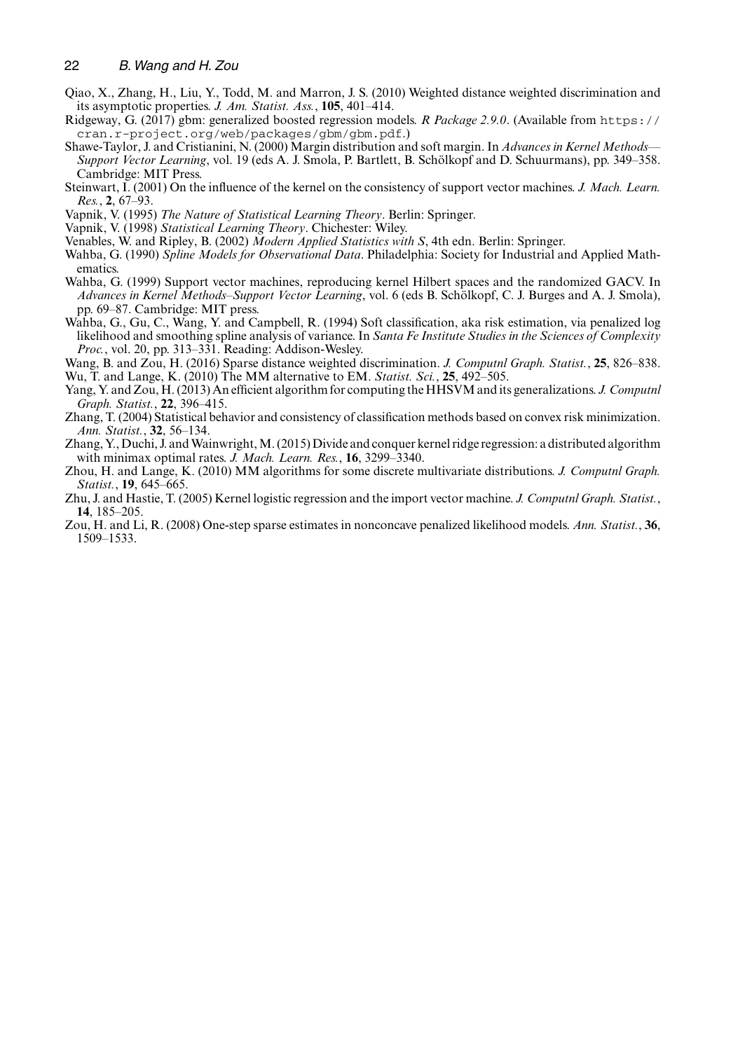Qiao, X., Zhang, H., Liu, Y., Todd, M. and Marron, J. S. (2010) Weighted distance weighted discrimination and its asymptotic properties. *J. Am. Statist. Ass.*, **105**, 401–414.

Ridgeway, G. (2017) gbm: generalized boosted regression models. *R Package 2.9.0*. (Available from `https://cran.r-project.org/web/packages/gbm/gbm.pdf`.)

Shawe-Taylor, J. and Cristianini, N. (2000) Margin distribution and soft margin. In *Advances in Kernel Methods—Support Vector Learning*, vol. 19 (eds A. J. Smola, P. Bartlett, B. Schölkopf and D. Schuurmans), pp. 349–358. Cambridge: MIT Press.

Steinwart, I. (2001) On the influence of the kernel on the consistency of support vector machines. *J. Mach. Learn. Res.*, **2**, 67–93.

Vapnik, V. (1995) *The Nature of Statistical Learning Theory*. Berlin: Springer.

Vapnik, V. (1998) *Statistical Learning Theory*. Chichester: Wiley.

Venables, W. and Ripley, B. (2002) *Modern Applied Statistics with S*, 4th edn. Berlin: Springer.

Wahba, G. (1990) *Spline Models for Observational Data*. Philadelphia: Society for Industrial and Applied Mathematics.

Wahba, G. (1999) Support vector machines, reproducing kernel Hilbert spaces and the randomized GACV. In *Advances in Kernel Methods–Support Vector Learning*, vol. 6 (eds B. Schölkopf, C. J. Burges and A. J. Smola), pp. 69–87. Cambridge: MIT press.

Wahba, G., Gu, C., Wang, Y. and Campbell, R. (1994) Soft classification, aka risk estimation, via penalized log likelihood and smoothing spline analysis of variance. In *Santa Fe Institute Studies in the Sciences of Complexity Proc.*, vol. 20, pp. 313–331. Reading: Addison-Wesley.

Wang, B. and Zou, H. (2016) Sparse distance weighted discrimination. *J. Computnl Graph. Statist.*, **25**, 826–838.

Wu, T. and Lange, K. (2010) The MM alternative to EM. *Statist. Sci.*, **25**, 492–505.

Yang, Y. and Zou, H. (2013) An efficient algorithm for computing the HHSVM and its generalizations. *J. Computnl Graph. Statist.*, **22**, 396–415.

Zhang, T. (2004) Statistical behavior and consistency of classification methods based on convex risk minimization. *Ann. Statist.*, **32**, 56–134.

Zhang, Y., Duchi, J. and Wainwright, M. (2015) Divide and conquer kernel ridge regression: a distributed algorithm with minimax optimal rates. *J. Mach. Learn. Res.*, **16**, 3299–3340.

Zhou, H. and Lange, K. (2010) MM algorithms for some discrete multivariate distributions. *J. Computnl Graph. Statist.*, **19**, 645–665.

Zhu, J. and Hastie, T. (2005) Kernel logistic regression and the import vector machine. *J. Computnl Graph. Statist.*, **14**, 185–205.

Zou, H. and Li, R. (2008) One-step sparse estimates in nonconcave penalized likelihood models. *Ann. Statist.*, **36**, 1509–1533.